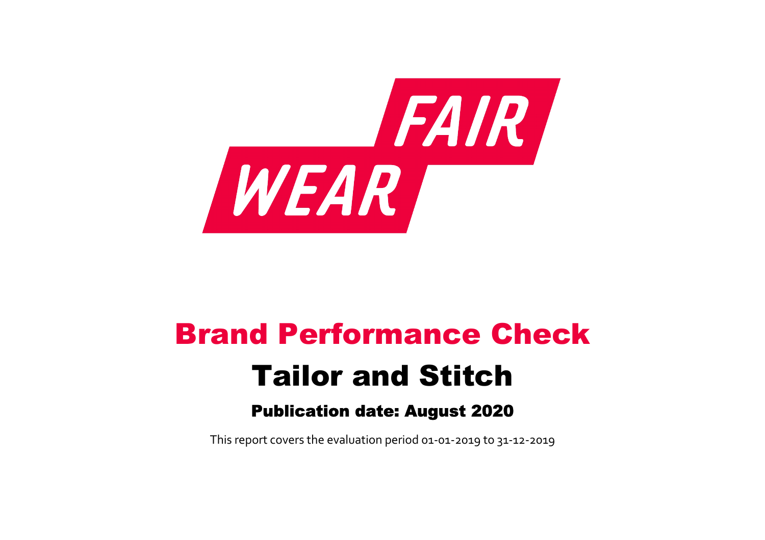FAIR WEAR

# Brand Performance Check

# Tailor and Stitch

### Publication date: August 2020

This report covers the evaluation period 01-01-2019 to 31-12-2019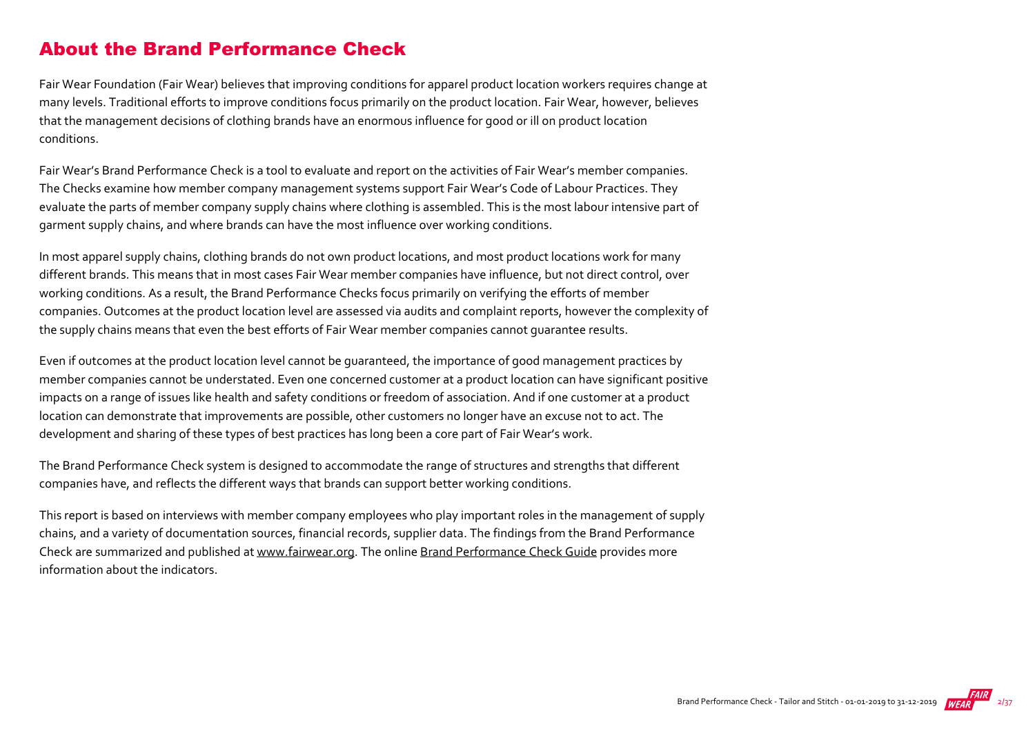# About the Brand Performance Check

Fair Wear Foundation (Fair Wear) believes that improving conditions for apparel product location workers requires change at many levels. Traditional efforts to improve conditions focus primarily on the product location. Fair Wear, however, believes that the management decisions of clothing brands have an enormous influence for good or ill on product location conditions.

Fair Wear's Brand Performance Check is a tool to evaluate and report on the activities of Fair Wear's member companies. The Checks examine how member company management systems support Fair Wear's Code of Labour Practices. They evaluate the parts of member company supply chains where clothing is assembled. This is the most labour intensive part of garment supply chains, and where brands can have the most influence over working conditions.

In most apparel supply chains, clothing brands do not own product locations, and most product locations work for many different brands. This means that in most cases Fair Wear member companies have influence, but not direct control, over working conditions. As a result, the Brand Performance Checks focus primarily on verifying the efforts of member companies. Outcomes at the product location level are assessed via audits and complaint reports, however the complexity of the supply chains means that even the best efforts of Fair Wear member companies cannot guarantee results.

Even if outcomes at the product location level cannot be guaranteed, the importance of good management practices by member companies cannot be understated. Even one concerned customer at a product location can have significant positive impacts on a range of issues like health and safety conditions or freedom of association. And if one customer at a product location can demonstrate that improvements are possible, other customers no longer have an excuse not to act. The development and sharing of these types of best practices has long been a core part of Fair Wear's work.

The Brand Performance Check system is designed to accommodate the range of structures and strengths that different companies have, and reflects the different ways that brands can support better working conditions.

This report is based on interviews with member company employees who play important roles in the management of supply chains, and a variety of documentation sources, financial records, supplier data. The findings from the Brand Performance Check are summarized and published at www.fairwear.org. The online Brand Performance Check Guide provides more information about the indicators.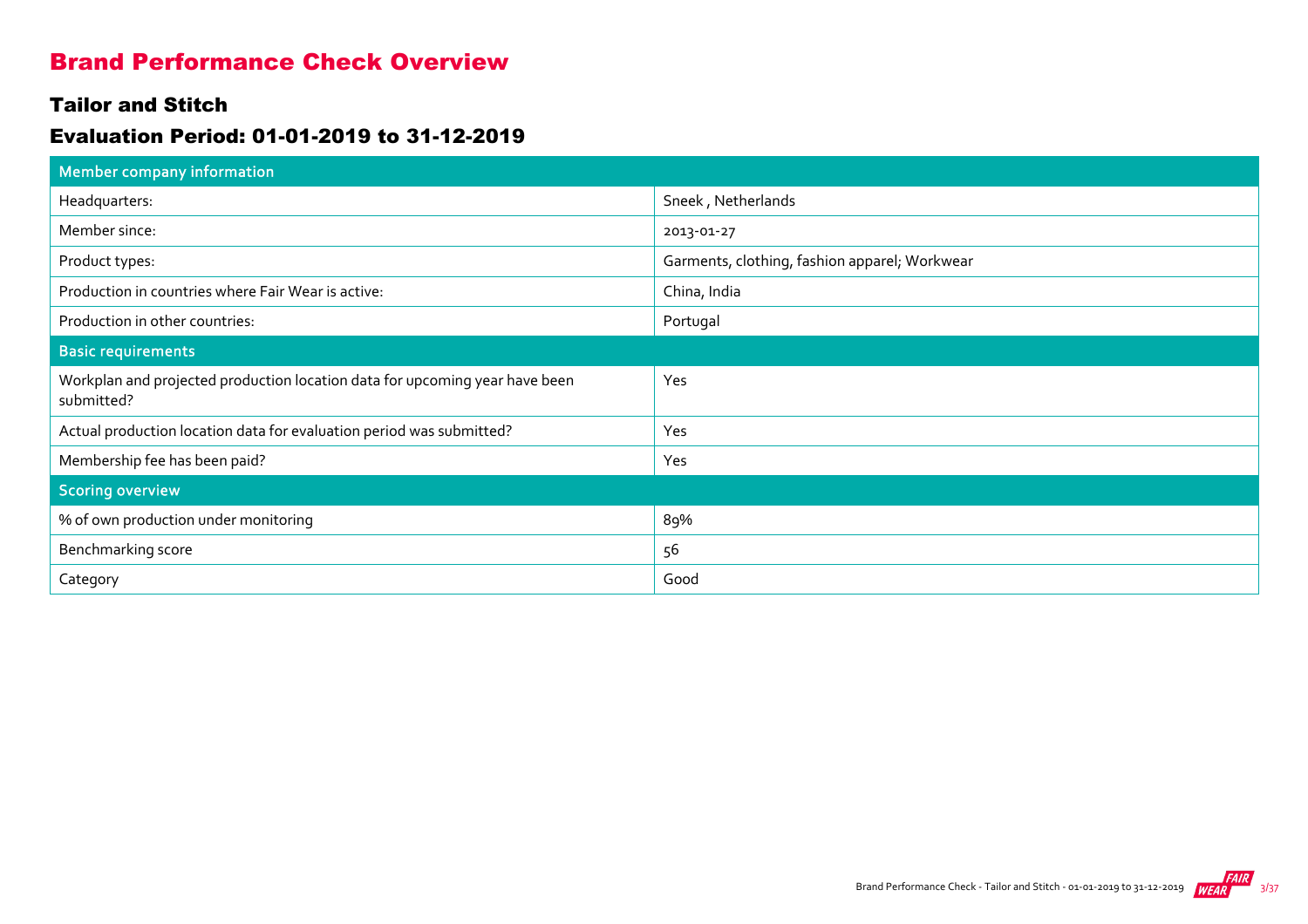# Brand Performance Check Overview

## Tailor and Stitch

## Evaluation Period: 01-01-2019 to 31-12-2019

| Member company information | |
|---|---|
| Headquarters: | Sneek , Netherlands |
| Member since: | 2013-01-27 |
| Product types: | Garments, clothing, fashion apparel; Workwear |
| Production in countries where Fair Wear is active: | China, India |
| Production in other countries: | Portugal |
| **Basic requirements** | |
| Workplan and projected production location data for upcoming year have been submitted? | Yes |
| Actual production location data for evaluation period was submitted? | Yes |
| Membership fee has been paid? | Yes |
| **Scoring overview** | |
| % of own production under monitoring | 89% |
| Benchmarking score | 56 |
| Category | Good |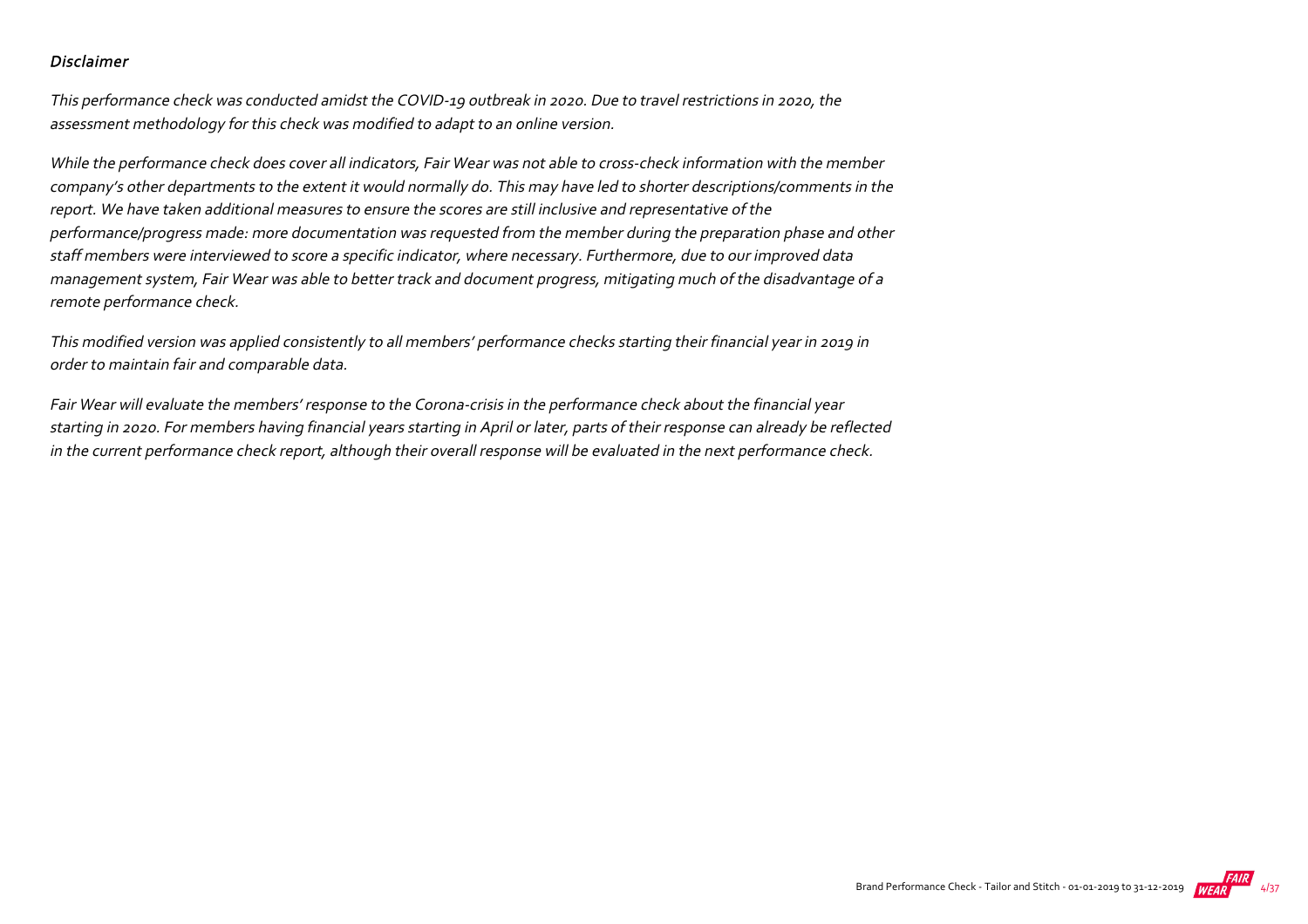### *Disclaimer*

*This performance check was conducted amidst the COVID-19 outbreak in 2020. Due to travel restrictions in 2020, the assessment methodology for this check was modified to adapt to an online version.*

*While the performance check does cover all indicators, Fair Wear was not able to cross-check information with the member company's other departments to the extent it would normally do. This may have led to shorter descriptions/comments in the report. We have taken additional measures to ensure the scores are still inclusive and representative of the performance/progress made: more documentation was requested from the member during the preparation phase and other staff members were interviewed to score a specific indicator, where necessary. Furthermore, due to our improved data management system, Fair Wear was able to better track and document progress, mitigating much of the disadvantage of a remote performance check.*

*This modified version was applied consistently to all members' performance checks starting their financial year in 2019 in order to maintain fair and comparable data.*

*Fair Wear will evaluate the members' response to the Corona-crisis in the performance check about the financial year starting in 2020. For members having financial years starting in April or later, parts of their response can already be reflected in the current performance check report, although their overall response will be evaluated in the next performance check.*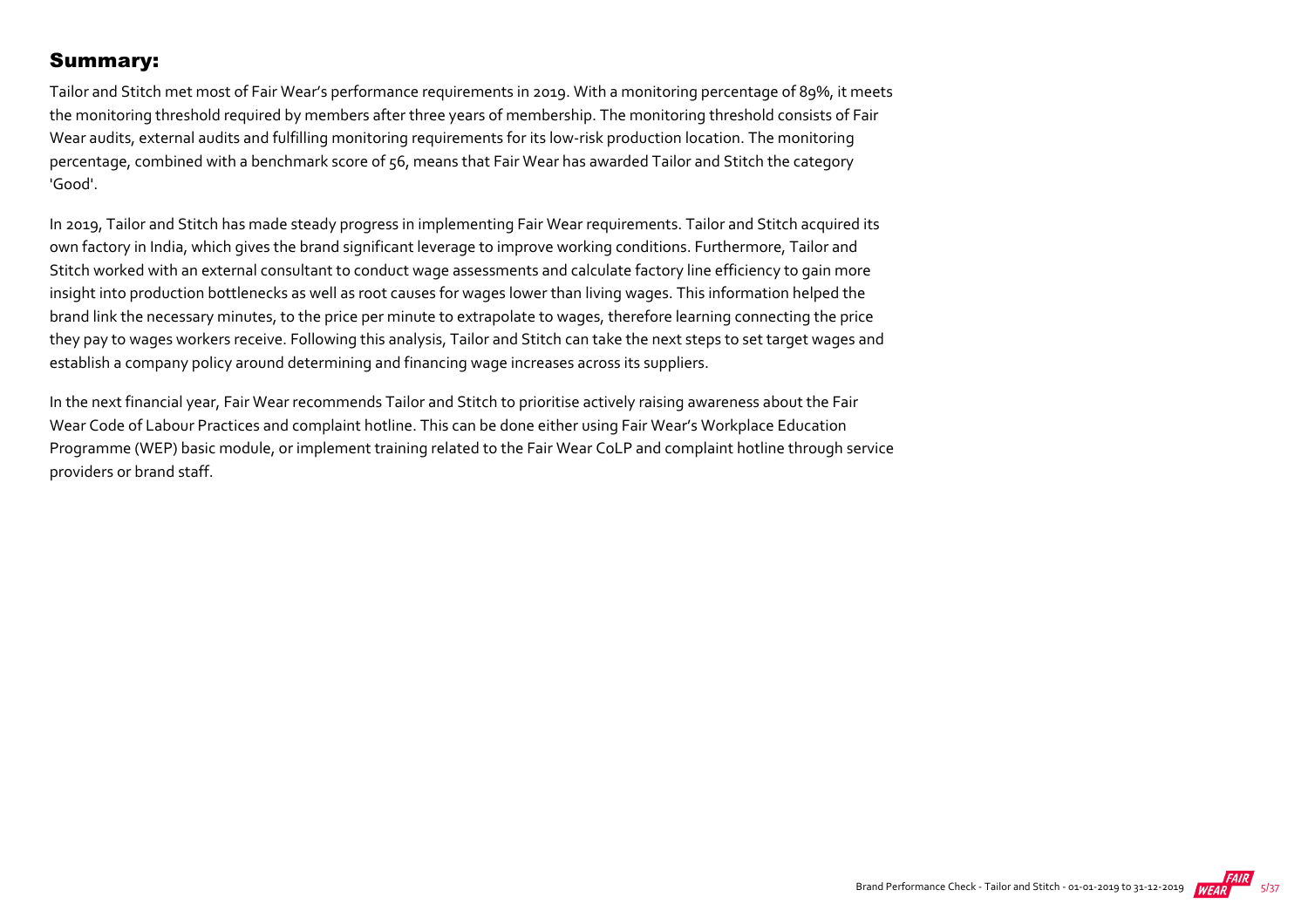## Summary:

Tailor and Stitch met most of Fair Wear's performance requirements in 2019. With a monitoring percentage of 89%, it meets the monitoring threshold required by members after three years of membership. The monitoring threshold consists of Fair Wear audits, external audits and fulfilling monitoring requirements for its low-risk production location. The monitoring percentage, combined with a benchmark score of 56, means that Fair Wear has awarded Tailor and Stitch the category 'Good'.

In 2019, Tailor and Stitch has made steady progress in implementing Fair Wear requirements. Tailor and Stitch acquired its own factory in India, which gives the brand significant leverage to improve working conditions. Furthermore, Tailor and Stitch worked with an external consultant to conduct wage assessments and calculate factory line efficiency to gain more insight into production bottlenecks as well as root causes for wages lower than living wages. This information helped the brand link the necessary minutes, to the price per minute to extrapolate to wages, therefore learning connecting the price they pay to wages workers receive. Following this analysis, Tailor and Stitch can take the next steps to set target wages and establish a company policy around determining and financing wage increases across its suppliers.

In the next financial year, Fair Wear recommends Tailor and Stitch to prioritise actively raising awareness about the Fair Wear Code of Labour Practices and complaint hotline. This can be done either using Fair Wear's Workplace Education Programme (WEP) basic module, or implement training related to the Fair Wear CoLP and complaint hotline through service providers or brand staff.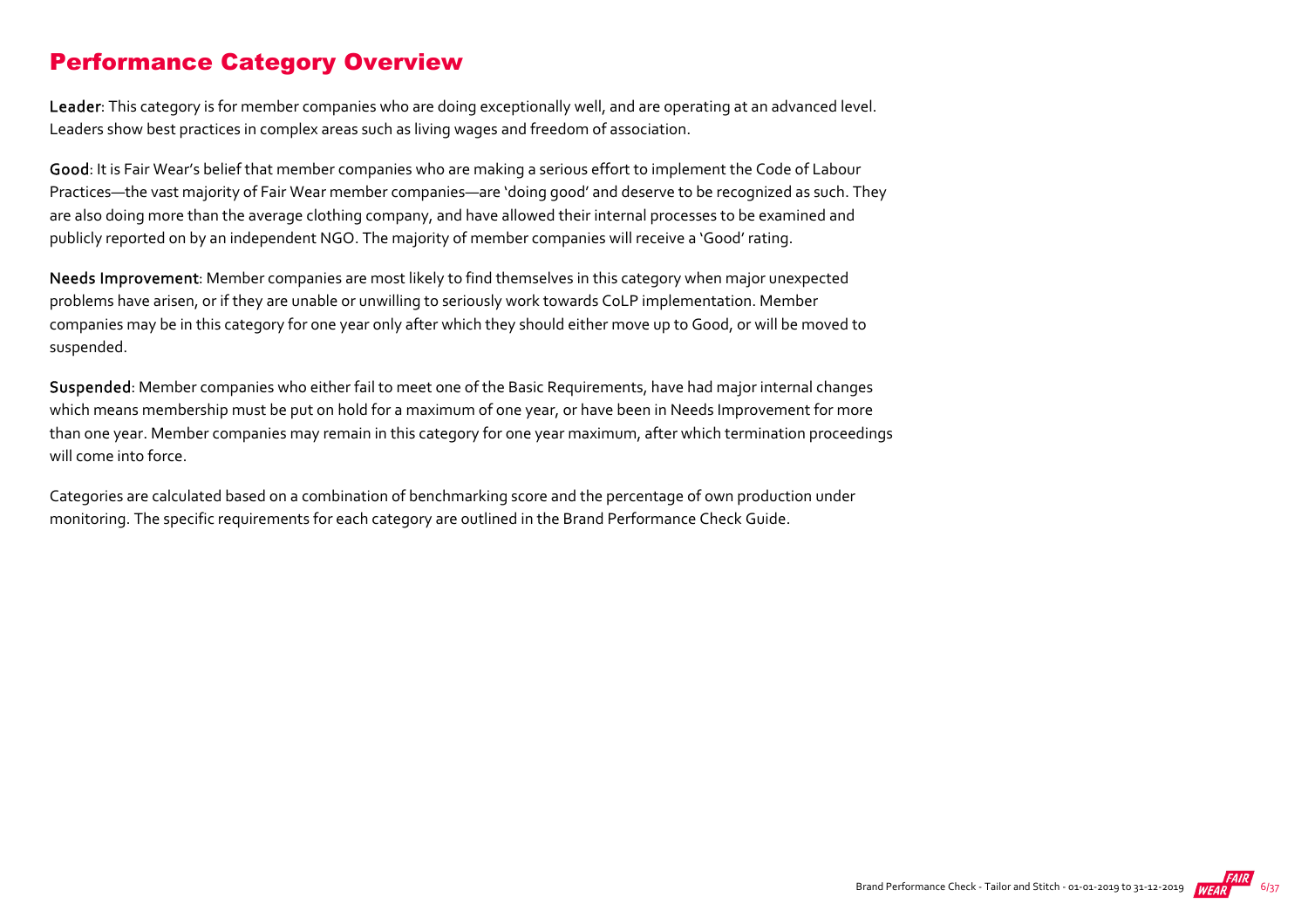## Performance Category Overview

**Leader**: This category is for member companies who are doing exceptionally well, and are operating at an advanced level. Leaders show best practices in complex areas such as living wages and freedom of association.

**Good**: It is Fair Wear's belief that member companies who are making a serious effort to implement the Code of Labour Practices—the vast majority of Fair Wear member companies—are 'doing good' and deserve to be recognized as such. They are also doing more than the average clothing company, and have allowed their internal processes to be examined and publicly reported on by an independent NGO. The majority of member companies will receive a 'Good' rating.

**Needs Improvement**: Member companies are most likely to find themselves in this category when major unexpected problems have arisen, or if they are unable or unwilling to seriously work towards CoLP implementation. Member companies may be in this category for one year only after which they should either move up to Good, or will be moved to suspended.

**Suspended**: Member companies who either fail to meet one of the Basic Requirements, have had major internal changes which means membership must be put on hold for a maximum of one year, or have been in Needs Improvement for more than one year. Member companies may remain in this category for one year maximum, after which termination proceedings will come into force.

Categories are calculated based on a combination of benchmarking score and the percentage of own production under monitoring. The specific requirements for each category are outlined in the Brand Performance Check Guide.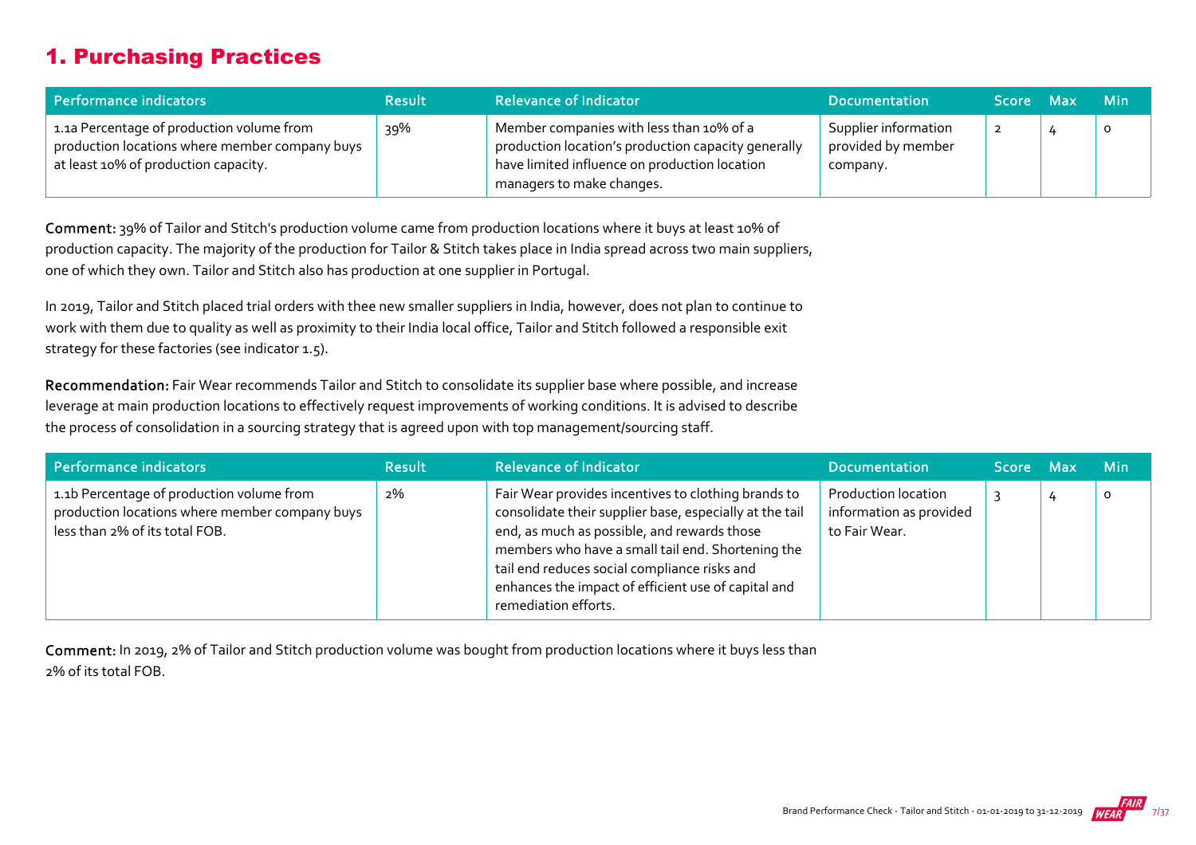## 1. Purchasing Practices

| Performance indicators | Result | Relevance of Indicator | Documentation | Score | Max | Min |
|---|---|---|---|---|---|---|
| 1.1a Percentage of production volume from production locations where member company buys at least 10% of production capacity. | 39% | Member companies with less than 10% of a production location's production capacity generally have limited influence on production location managers to make changes. | Supplier information provided by member company. | 2 | 4 | 0 |

**Comment:** 39% of Tailor and Stitch's production volume came from production locations where it buys at least 10% of production capacity. The majority of the production for Tailor & Stitch takes place in India spread across two main suppliers, one of which they own. Tailor and Stitch also has production at one supplier in Portugal.

In 2019, Tailor and Stitch placed trial orders with thee new smaller suppliers in India, however, does not plan to continue to work with them due to quality as well as proximity to their India local office, Tailor and Stitch followed a responsible exit strategy for these factories (see indicator 1.5).

**Recommendation:** Fair Wear recommends Tailor and Stitch to consolidate its supplier base where possible, and increase leverage at main production locations to effectively request improvements of working conditions. It is advised to describe the process of consolidation in a sourcing strategy that is agreed upon with top management/sourcing staff.

| Performance indicators | Result | Relevance of Indicator | Documentation | Score | Max | Min |
|---|---|---|---|---|---|---|
| 1.1b Percentage of production volume from production locations where member company buys less than 2% of its total FOB. | 2% | Fair Wear provides incentives to clothing brands to consolidate their supplier base, especially at the tail end, as much as possible, and rewards those members who have a small tail end. Shortening the tail end reduces social compliance risks and enhances the impact of efficient use of capital and remediation efforts. | Production location information as provided to Fair Wear. | 3 | 4 | 0 |

**Comment:** In 2019, 2% of Tailor and Stitch production volume was bought from production locations where it buys less than 2% of its total FOB.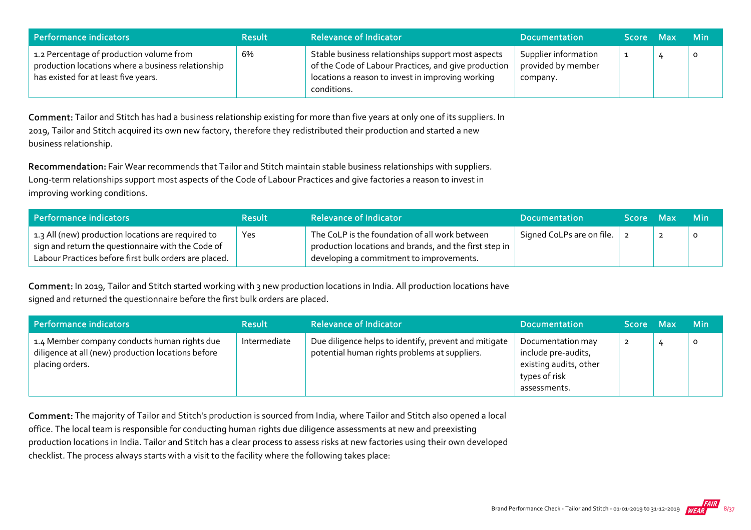| Performance indicators | Result | Relevance of Indicator | Documentation | Score | Max | Min |
|---|---|---|---|---|---|---|
| 1.2 Percentage of production volume from production locations where a business relationship has existed for at least five years. | 6% | Stable business relationships support most aspects of the Code of Labour Practices, and give production locations a reason to invest in improving working conditions. | Supplier information provided by member company. | 1 | 4 | 0 |

**Comment:** Tailor and Stitch has had a business relationship existing for more than five years at only one of its suppliers. In 2019, Tailor and Stitch acquired its own new factory, therefore they redistributed their production and started a new business relationship.

**Recommendation:** Fair Wear recommends that Tailor and Stitch maintain stable business relationships with suppliers. Long-term relationships support most aspects of the Code of Labour Practices and give factories a reason to invest in improving working conditions.

| Performance indicators | Result | Relevance of Indicator | Documentation | Score | Max | Min |
|---|---|---|---|---|---|---|
| 1.3 All (new) production locations are required to sign and return the questionnaire with the Code of Labour Practices before first bulk orders are placed. | Yes | The CoLP is the foundation of all work between production locations and brands, and the first step in developing a commitment to improvements. | Signed CoLPs are on file. | 2 | 2 | 0 |

**Comment:** In 2019, Tailor and Stitch started working with 3 new production locations in India. All production locations have signed and returned the questionnaire before the first bulk orders are placed.

| Performance indicators | Result | Relevance of Indicator | Documentation | Score | Max | Min |
|---|---|---|---|---|---|---|
| 1.4 Member company conducts human rights due diligence at all (new) production locations before placing orders. | Intermediate | Due diligence helps to identify, prevent and mitigate potential human rights problems at suppliers. | Documentation may include pre-audits, existing audits, other types of risk assessments. | 2 | 4 | 0 |

**Comment:** The majority of Tailor and Stitch's production is sourced from India, where Tailor and Stitch also opened a local office. The local team is responsible for conducting human rights due diligence assessments at new and preexisting production locations in India. Tailor and Stitch has a clear process to assess risks at new factories using their own developed checklist. The process always starts with a visit to the facility where the following takes place: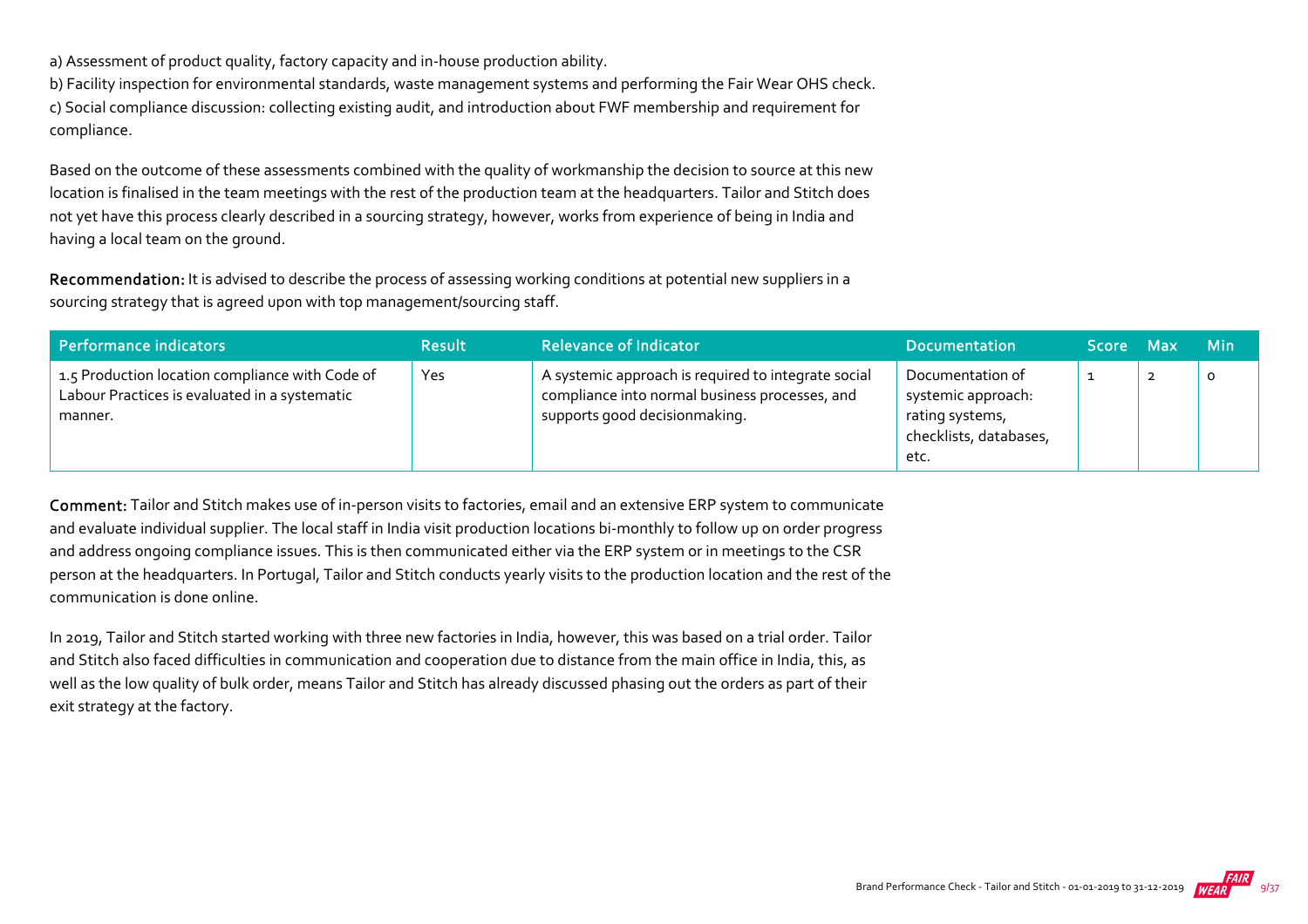a) Assessment of product quality, factory capacity and in-house production ability.

b) Facility inspection for environmental standards, waste management systems and performing the Fair Wear OHS check.

c) Social compliance discussion: collecting existing audit, and introduction about FWF membership and requirement for compliance.

Based on the outcome of these assessments combined with the quality of workmanship the decision to source at this new location is finalised in the team meetings with the rest of the production team at the headquarters. Tailor and Stitch does not yet have this process clearly described in a sourcing strategy, however, works from experience of being in India and having a local team on the ground.

**Recommendation:** It is advised to describe the process of assessing working conditions at potential new suppliers in a sourcing strategy that is agreed upon with top management/sourcing staff.

| Performance indicators | Result | Relevance of Indicator | Documentation | Score | Max | Min |
|---|---|---|---|---|---|---|
| 1.5 Production location compliance with Code of Labour Practices is evaluated in a systematic manner. | Yes | A systemic approach is required to integrate social compliance into normal business processes, and supports good decisionmaking. | Documentation of systemic approach: rating systems, checklists, databases, etc. | 1 | 2 | 0 |

**Comment:** Tailor and Stitch makes use of in-person visits to factories, email and an extensive ERP system to communicate and evaluate individual supplier. The local staff in India visit production locations bi-monthly to follow up on order progress and address ongoing compliance issues. This is then communicated either via the ERP system or in meetings to the CSR person at the headquarters. In Portugal, Tailor and Stitch conducts yearly visits to the production location and the rest of the communication is done online.

In 2019, Tailor and Stitch started working with three new factories in India, however, this was based on a trial order. Tailor and Stitch also faced difficulties in communication and cooperation due to distance from the main office in India, this, as well as the low quality of bulk order, means Tailor and Stitch has already discussed phasing out the orders as part of their exit strategy at the factory.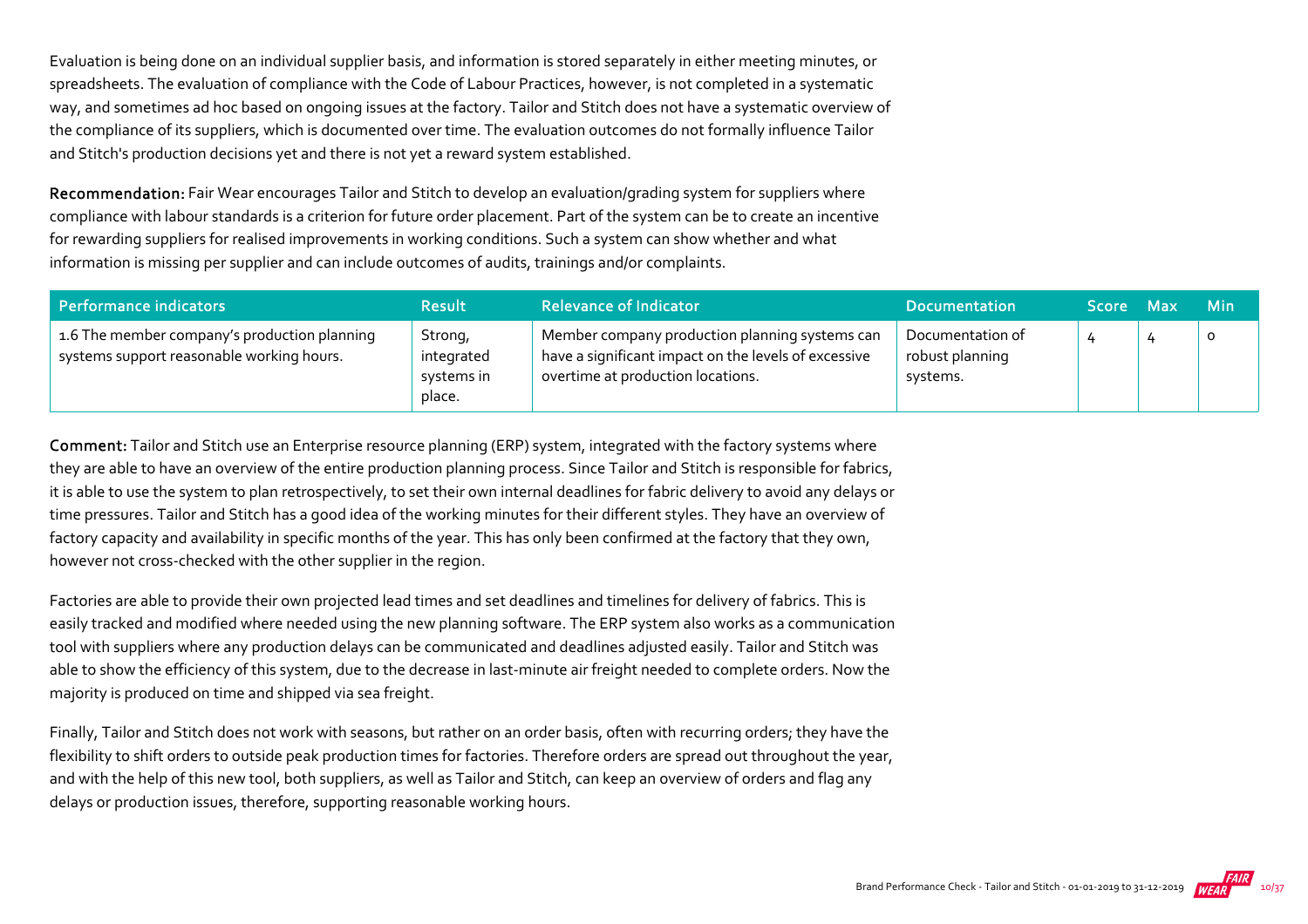Evaluation is being done on an individual supplier basis, and information is stored separately in either meeting minutes, or spreadsheets. The evaluation of compliance with the Code of Labour Practices, however, is not completed in a systematic way, and sometimes ad hoc based on ongoing issues at the factory. Tailor and Stitch does not have a systematic overview of the compliance of its suppliers, which is documented over time. The evaluation outcomes do not formally influence Tailor and Stitch's production decisions yet and there is not yet a reward system established.

**Recommendation:** Fair Wear encourages Tailor and Stitch to develop an evaluation/grading system for suppliers where compliance with labour standards is a criterion for future order placement. Part of the system can be to create an incentive for rewarding suppliers for realised improvements in working conditions. Such a system can show whether and what information is missing per supplier and can include outcomes of audits, trainings and/or complaints.

| Performance indicators | Result | Relevance of Indicator | Documentation | Score | Max | Min |
|---|---|---|---|---|---|---|
| 1.6 The member company's production planning systems support reasonable working hours. | Strong, integrated systems in place. | Member company production planning systems can have a significant impact on the levels of excessive overtime at production locations. | Documentation of robust planning systems. | 4 | 4 | 0 |

**Comment:** Tailor and Stitch use an Enterprise resource planning (ERP) system, integrated with the factory systems where they are able to have an overview of the entire production planning process. Since Tailor and Stitch is responsible for fabrics, it is able to use the system to plan retrospectively, to set their own internal deadlines for fabric delivery to avoid any delays or time pressures. Tailor and Stitch has a good idea of the working minutes for their different styles. They have an overview of factory capacity and availability in specific months of the year. This has only been confirmed at the factory that they own, however not cross-checked with the other supplier in the region.

Factories are able to provide their own projected lead times and set deadlines and timelines for delivery of fabrics. This is easily tracked and modified where needed using the new planning software. The ERP system also works as a communication tool with suppliers where any production delays can be communicated and deadlines adjusted easily. Tailor and Stitch was able to show the efficiency of this system, due to the decrease in last-minute air freight needed to complete orders. Now the majority is produced on time and shipped via sea freight.

Finally, Tailor and Stitch does not work with seasons, but rather on an order basis, often with recurring orders; they have the flexibility to shift orders to outside peak production times for factories. Therefore orders are spread out throughout the year, and with the help of this new tool, both suppliers, as well as Tailor and Stitch, can keep an overview of orders and flag any delays or production issues, therefore, supporting reasonable working hours.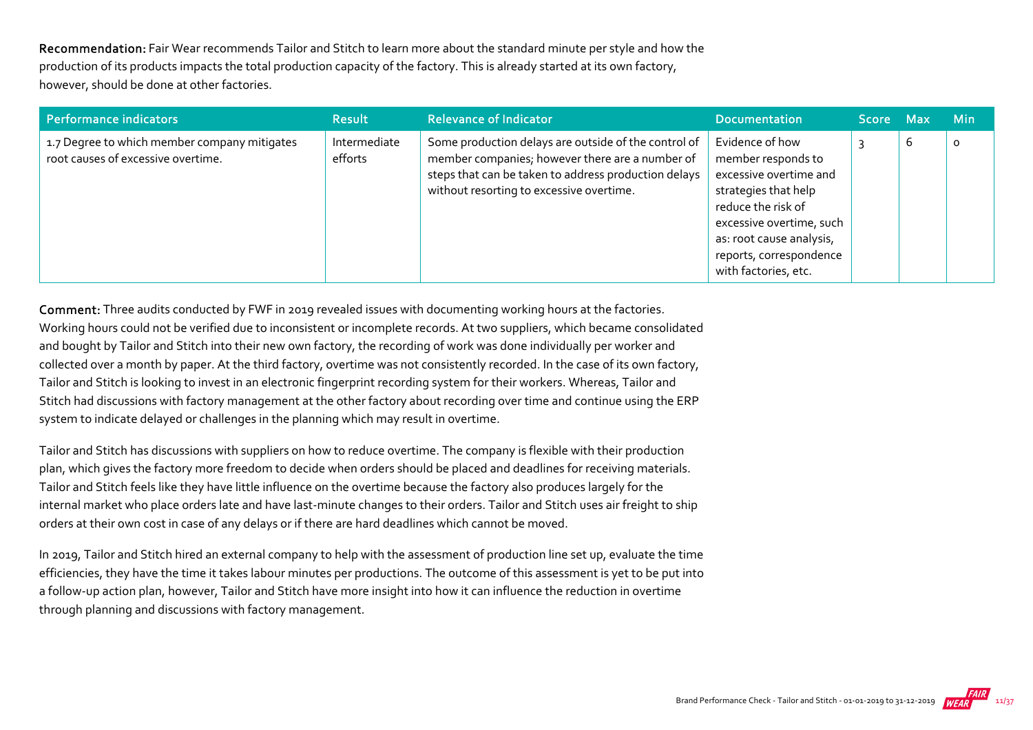**Recommendation:** Fair Wear recommends Tailor and Stitch to learn more about the standard minute per style and how the production of its products impacts the total production capacity of the factory. This is already started at its own factory, however, should be done at other factories.

| Performance indicators | Result | Relevance of Indicator | Documentation | Score | Max | Min |
|---|---|---|---|---|---|---|
| 1.7 Degree to which member company mitigates root causes of excessive overtime. | Intermediate efforts | Some production delays are outside of the control of member companies; however there are a number of steps that can be taken to address production delays without resorting to excessive overtime. | Evidence of how member responds to excessive overtime and strategies that help reduce the risk of excessive overtime, such as: root cause analysis, reports, correspondence with factories, etc. | 3 | 6 | 0 |

**Comment:** Three audits conducted by FWF in 2019 revealed issues with documenting working hours at the factories. Working hours could not be verified due to inconsistent or incomplete records. At two suppliers, which became consolidated and bought by Tailor and Stitch into their new own factory, the recording of work was done individually per worker and collected over a month by paper. At the third factory, overtime was not consistently recorded. In the case of its own factory, Tailor and Stitch is looking to invest in an electronic fingerprint recording system for their workers. Whereas, Tailor and Stitch had discussions with factory management at the other factory about recording over time and continue using the ERP system to indicate delayed or challenges in the planning which may result in overtime.

Tailor and Stitch has discussions with suppliers on how to reduce overtime. The company is flexible with their production plan, which gives the factory more freedom to decide when orders should be placed and deadlines for receiving materials. Tailor and Stitch feels like they have little influence on the overtime because the factory also produces largely for the internal market who place orders late and have last-minute changes to their orders. Tailor and Stitch uses air freight to ship orders at their own cost in case of any delays or if there are hard deadlines which cannot be moved.

In 2019, Tailor and Stitch hired an external company to help with the assessment of production line set up, evaluate the time efficiencies, they have the time it takes labour minutes per productions. The outcome of this assessment is yet to be put into a follow-up action plan, however, Tailor and Stitch have more insight into how it can influence the reduction in overtime through planning and discussions with factory management.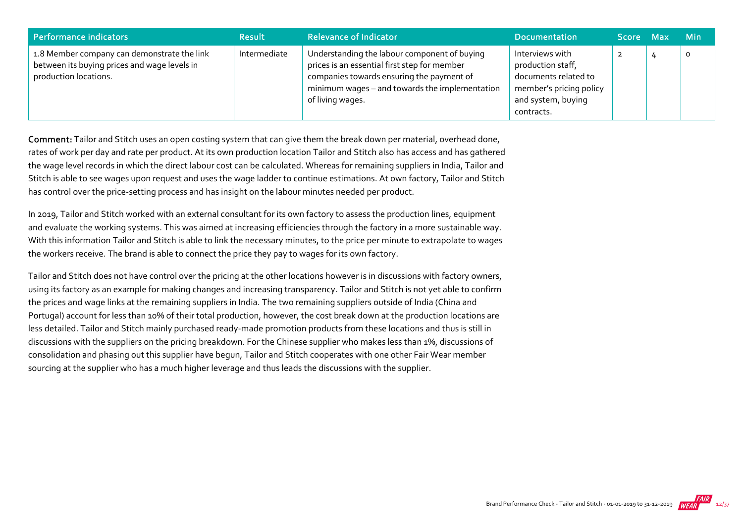| Performance indicators | Result | Relevance of Indicator | Documentation | Score | Max | Min |
|---|---|---|---|---|---|---|
| 1.8 Member company can demonstrate the link between its buying prices and wage levels in production locations. | Intermediate | Understanding the labour component of buying prices is an essential first step for member companies towards ensuring the payment of minimum wages – and towards the implementation of living wages. | Interviews with production staff, documents related to member's pricing policy and system, buying contracts. | 2 | 4 | 0 |

**Comment:** Tailor and Stitch uses an open costing system that can give them the break down per material, overhead done, rates of work per day and rate per product. At its own production location Tailor and Stitch also has access and has gathered the wage level records in which the direct labour cost can be calculated. Whereas for remaining suppliers in India, Tailor and Stitch is able to see wages upon request and uses the wage ladder to continue estimations. At own factory, Tailor and Stitch has control over the price-setting process and has insight on the labour minutes needed per product.

In 2019, Tailor and Stitch worked with an external consultant for its own factory to assess the production lines, equipment and evaluate the working systems. This was aimed at increasing efficiencies through the factory in a more sustainable way. With this information Tailor and Stitch is able to link the necessary minutes, to the price per minute to extrapolate to wages the workers receive. The brand is able to connect the price they pay to wages for its own factory.

Tailor and Stitch does not have control over the pricing at the other locations however is in discussions with factory owners, using its factory as an example for making changes and increasing transparency. Tailor and Stitch is not yet able to confirm the prices and wage links at the remaining suppliers in India. The two remaining suppliers outside of India (China and Portugal) account for less than 10% of their total production, however, the cost break down at the production locations are less detailed. Tailor and Stitch mainly purchased ready-made promotion products from these locations and thus is still in discussions with the suppliers on the pricing breakdown. For the Chinese supplier who makes less than 1%, discussions of consolidation and phasing out this supplier have begun, Tailor and Stitch cooperates with one other Fair Wear member sourcing at the supplier who has a much higher leverage and thus leads the discussions with the supplier.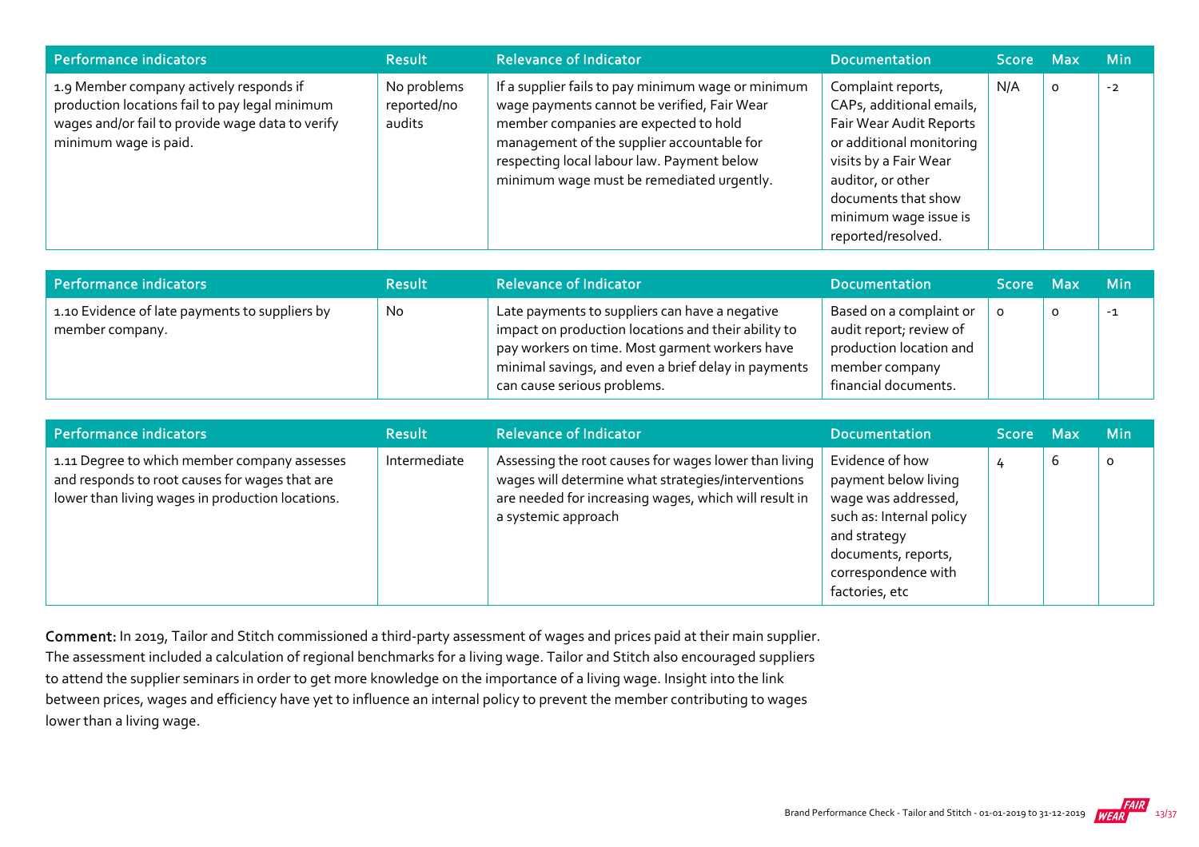| Performance indicators | Result | Relevance of Indicator | Documentation | Score | Max | Min |
|---|---|---|---|---|---|---|
| 1.9 Member company actively responds if production locations fail to pay legal minimum wages and/or fail to provide wage data to verify minimum wage is paid. | No problems reported/no audits | If a supplier fails to pay minimum wage or minimum wage payments cannot be verified, Fair Wear member companies are expected to hold management of the supplier accountable for respecting local labour law. Payment below minimum wage must be remediated urgently. | Complaint reports, CAPs, additional emails, Fair Wear Audit Reports or additional monitoring visits by a Fair Wear auditor, or other documents that show minimum wage issue is reported/resolved. | N/A | 0 | -2 |

| Performance indicators | Result | Relevance of Indicator | Documentation | Score | Max | Min |
|---|---|---|---|---|---|---|
| 1.10 Evidence of late payments to suppliers by member company. | No | Late payments to suppliers can have a negative impact on production locations and their ability to pay workers on time. Most garment workers have minimal savings, and even a brief delay in payments can cause serious problems. | Based on a complaint or audit report; review of production location and member company financial documents. | 0 | 0 | -1 |

| Performance indicators | Result | Relevance of Indicator | Documentation | Score | Max | Min |
|---|---|---|---|---|---|---|
| 1.11 Degree to which member company assesses and responds to root causes for wages that are lower than living wages in production locations. | Intermediate | Assessing the root causes for wages lower than living wages will determine what strategies/interventions are needed for increasing wages, which will result in a systemic approach | Evidence of how payment below living wage was addressed, such as: Internal policy and strategy documents, reports, correspondence with factories, etc | 4 | 6 | 0 |

**Comment:** In 2019, Tailor and Stitch commissioned a third-party assessment of wages and prices paid at their main supplier. The assessment included a calculation of regional benchmarks for a living wage. Tailor and Stitch also encouraged suppliers to attend the supplier seminars in order to get more knowledge on the importance of a living wage. Insight into the link between prices, wages and efficiency have yet to influence an internal policy to prevent the member contributing to wages lower than a living wage.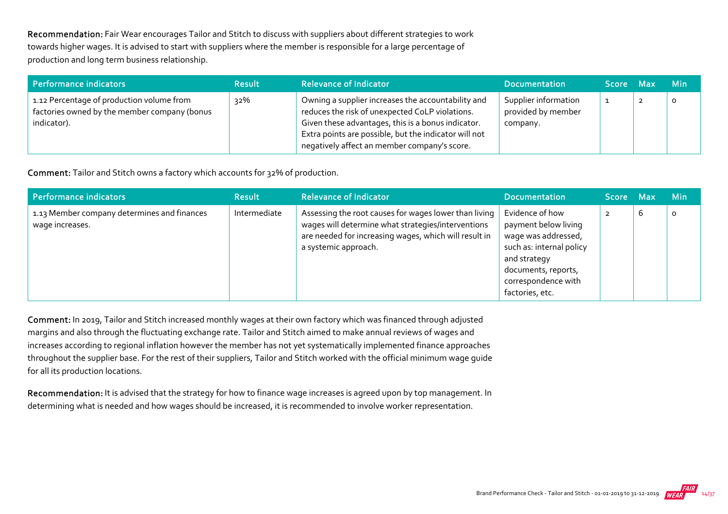**Recommendation:** Fair Wear encourages Tailor and Stitch to discuss with suppliers about different strategies to work towards higher wages. It is advised to start with suppliers where the member is responsible for a large percentage of production and long term business relationship.

| Performance indicators | Result | Relevance of Indicator | Documentation | Score | Max | Min |
|---|---|---|---|---|---|---|
| 1.12 Percentage of production volume from factories owned by the member company (bonus indicator). | 32% | Owning a supplier increases the accountability and reduces the risk of unexpected CoLP violations. Given these advantages, this is a bonus indicator. Extra points are possible, but the indicator will not negatively affect an member company's score. | Supplier information provided by member company. | 1 | 2 | 0 |

**Comment:** Tailor and Stitch owns a factory which accounts for 32% of production.

| Performance indicators | Result | Relevance of Indicator | Documentation | Score | Max | Min |
|---|---|---|---|---|---|---|
| 1.13 Member company determines and finances wage increases. | Intermediate | Assessing the root causes for wages lower than living wages will determine what strategies/interventions are needed for increasing wages, which will result in a systemic approach. | Evidence of how payment below living wage was addressed, such as: internal policy and strategy documents, reports, correspondence with factories, etc. | 2 | 6 | 0 |

**Comment:** In 2019, Tailor and Stitch increased monthly wages at their own factory which was financed through adjusted margins and also through the fluctuating exchange rate. Tailor and Stitch aimed to make annual reviews of wages and increases according to regional inflation however the member has not yet systematically implemented finance approaches throughout the supplier base. For the rest of their suppliers, Tailor and Stitch worked with the official minimum wage guide for all its production locations.

**Recommendation:** It is advised that the strategy for how to finance wage increases is agreed upon by top management. In determining what is needed and how wages should be increased, it is recommended to involve worker representation.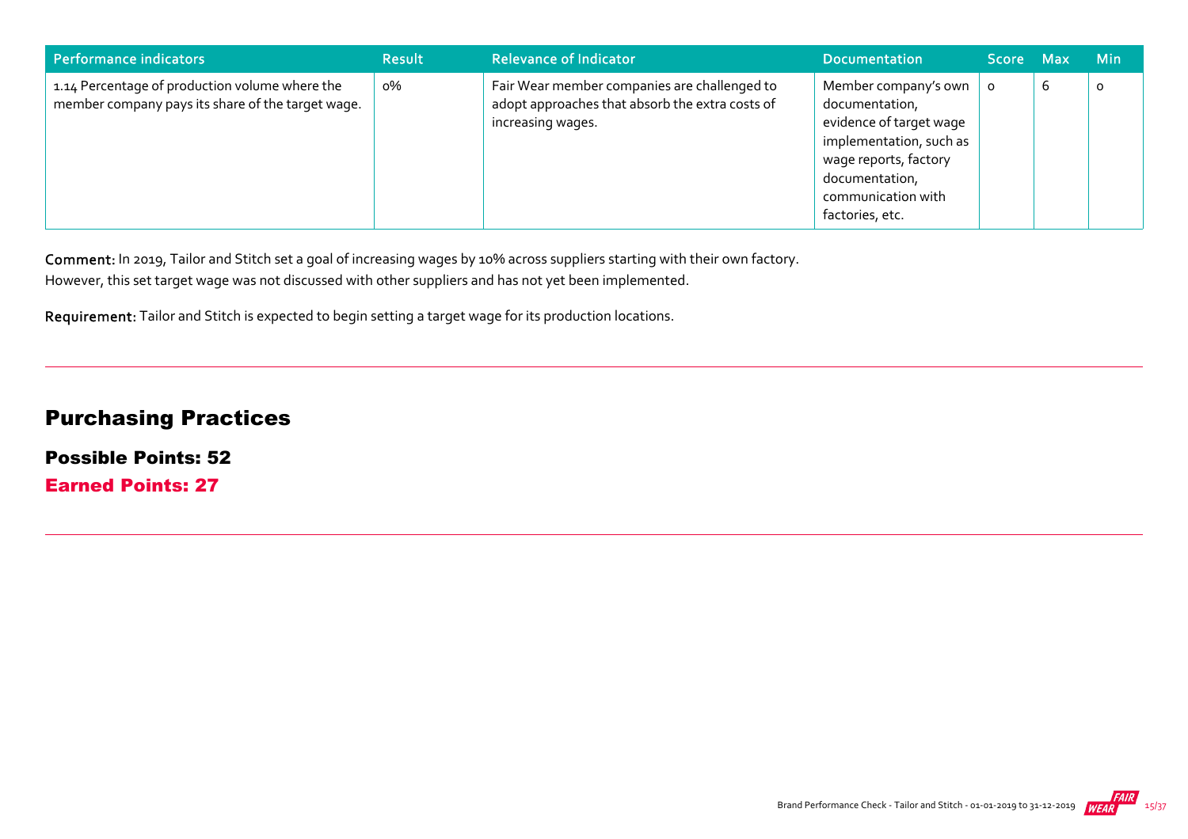| Performance indicators | Result | Relevance of Indicator | Documentation | Score | Max | Min |
|---|---|---|---|---|---|---|
| 1.14 Percentage of production volume where the member company pays its share of the target wage. | 0% | Fair Wear member companies are challenged to adopt approaches that absorb the extra costs of increasing wages. | Member company's own documentation, evidence of target wage implementation, such as wage reports, factory documentation, communication with factories, etc. | 0 | 6 | 0 |

**Comment:** In 2019, Tailor and Stitch set a goal of increasing wages by 10% across suppliers starting with their own factory. However, this set target wage was not discussed with other suppliers and has not yet been implemented.

**Requirement:** Tailor and Stitch is expected to begin setting a target wage for its production locations.

## Purchasing Practices

### Possible Points: 52

### Earned Points: 27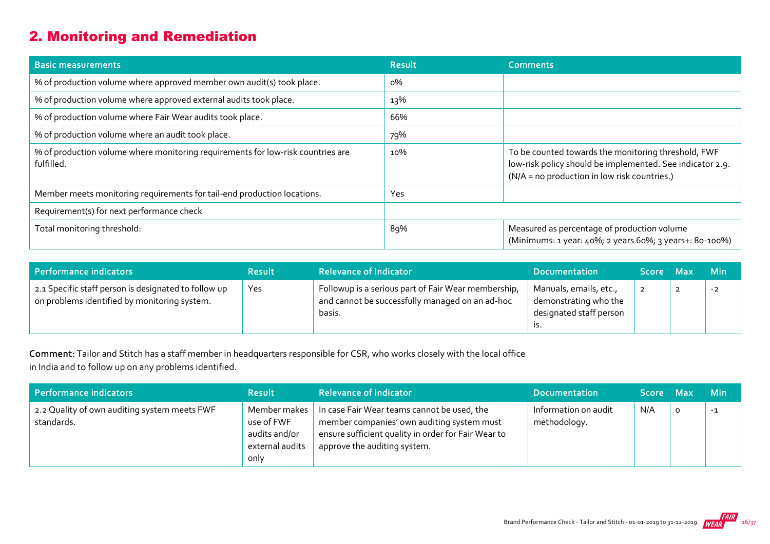## 2. Monitoring and Remediation

| Basic measurements | Result | Comments |
| --- | --- | --- |
| % of production volume where approved member own audit(s) took place. | 0% | |
| % of production volume where approved external audits took place. | 13% | |
| % of production volume where Fair Wear audits took place. | 66% | |
| % of production volume where an audit took place. | 79% | |
| % of production volume where monitoring requirements for low-risk countries are fulfilled. | 10% | To be counted towards the monitoring threshold, FWF low-risk policy should be implemented. See indicator 2.9. (N/A = no production in low risk countries.) |
| Member meets monitoring requirements for tail-end production locations. | Yes | |
| Requirement(s) for next performance check | | |
| Total monitoring threshold: | 89% | Measured as percentage of production volume (Minimums: 1 year: 40%; 2 years 60%; 3 years+: 80-100%) |

| Performance indicators | Result | Relevance of Indicator | Documentation | Score | Max | Min |
| --- | --- | --- | --- | --- | --- | --- |
| 2.1 Specific staff person is designated to follow up on problems identified by monitoring system. | Yes | Followup is a serious part of Fair Wear membership, and cannot be successfully managed on an ad-hoc basis. | Manuals, emails, etc., demonstrating who the designated staff person is. | 2 | 2 | -2 |

**Comment:** Tailor and Stitch has a staff member in headquarters responsible for CSR, who works closely with the local office in India and to follow up on any problems identified.

| Performance indicators | Result | Relevance of Indicator | Documentation | Score | Max | Min |
| --- | --- | --- | --- | --- | --- | --- |
| 2.2 Quality of own auditing system meets FWF standards. | Member makes use of FWF audits and/or external audits only | In case Fair Wear teams cannot be used, the member companies' own auditing system must ensure sufficient quality in order for Fair Wear to approve the auditing system. | Information on audit methodology. | N/A | 0 | -1 |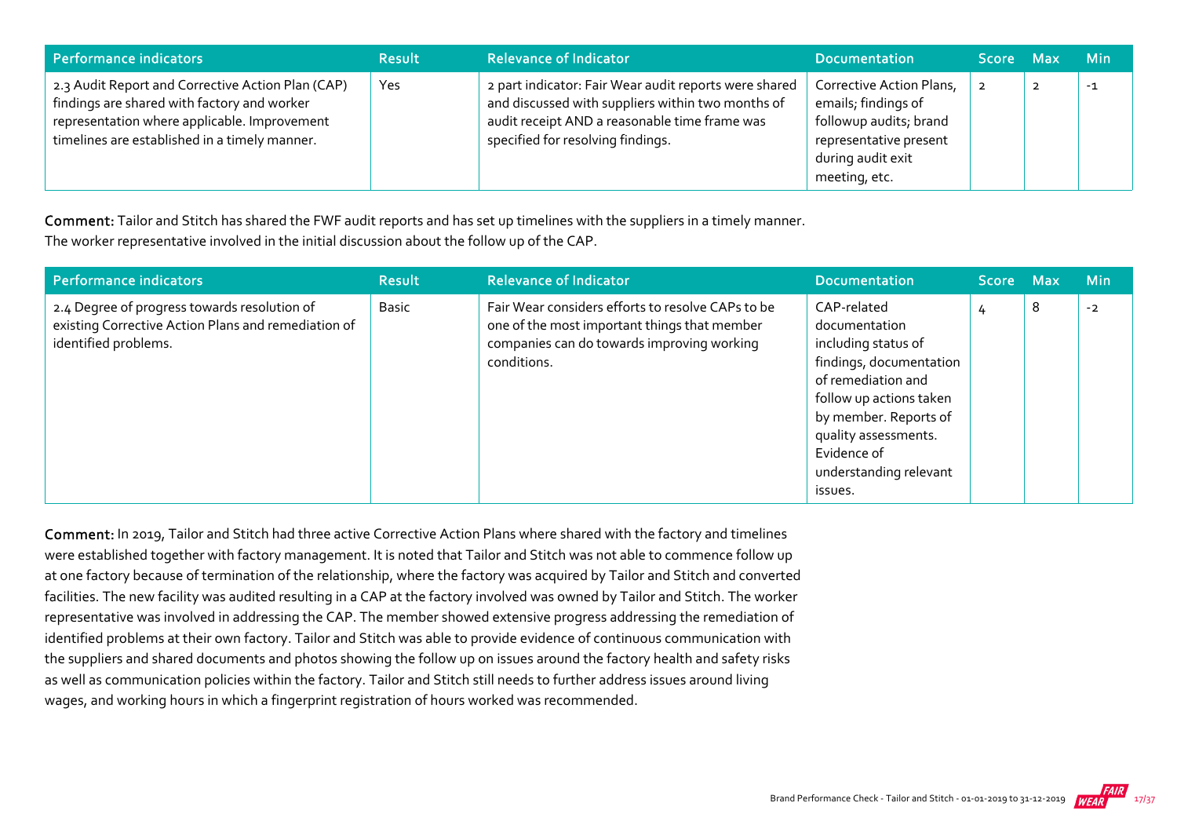| Performance indicators | Result | Relevance of Indicator | Documentation | Score | Max | Min |
|---|---|---|---|---|---|---|
| 2.3 Audit Report and Corrective Action Plan (CAP) findings are shared with factory and worker representation where applicable. Improvement timelines are established in a timely manner. | Yes | 2 part indicator: Fair Wear audit reports were shared and discussed with suppliers within two months of audit receipt AND a reasonable time frame was specified for resolving findings. | Corrective Action Plans, emails; findings of followup audits; brand representative present during audit exit meeting, etc. | 2 | 2 | -1 |

**Comment:** Tailor and Stitch has shared the FWF audit reports and has set up timelines with the suppliers in a timely manner. The worker representative involved in the initial discussion about the follow up of the CAP.

| Performance indicators | Result | Relevance of Indicator | Documentation | Score | Max | Min |
|---|---|---|---|---|---|---|
| 2.4 Degree of progress towards resolution of existing Corrective Action Plans and remediation of identified problems. | Basic | Fair Wear considers efforts to resolve CAPs to be one of the most important things that member companies can do towards improving working conditions. | CAP-related documentation including status of findings, documentation of remediation and follow up actions taken by member. Reports of quality assessments. Evidence of understanding relevant issues. | 4 | 8 | -2 |

**Comment:** In 2019, Tailor and Stitch had three active Corrective Action Plans where shared with the factory and timelines were established together with factory management. It is noted that Tailor and Stitch was not able to commence follow up at one factory because of termination of the relationship, where the factory was acquired by Tailor and Stitch and converted facilities. The new facility was audited resulting in a CAP at the factory involved was owned by Tailor and Stitch. The worker representative was involved in addressing the CAP. The member showed extensive progress addressing the remediation of identified problems at their own factory. Tailor and Stitch was able to provide evidence of continuous communication with the suppliers and shared documents and photos showing the follow up on issues around the factory health and safety risks as well as communication policies within the factory. Tailor and Stitch still needs to further address issues around living wages, and working hours in which a fingerprint registration of hours worked was recommended.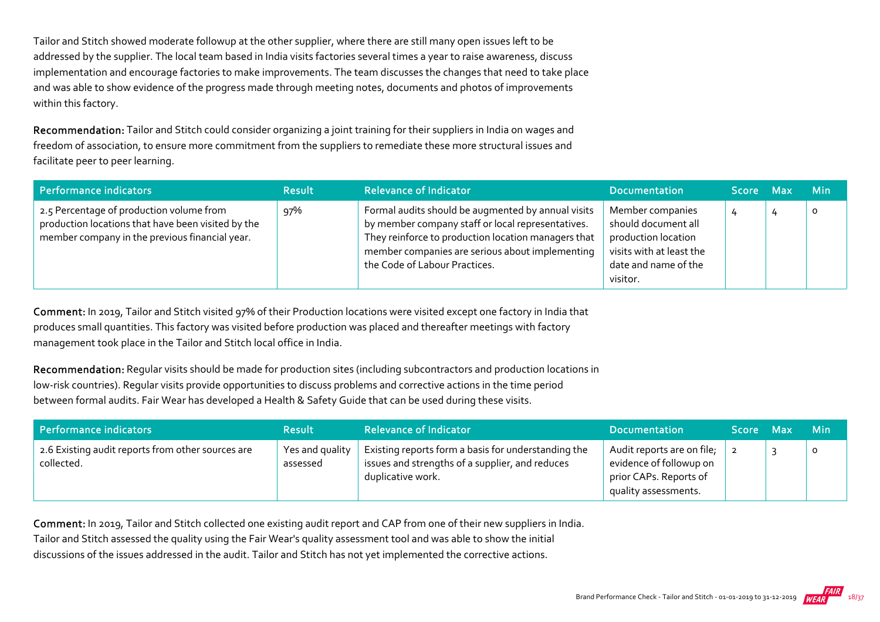Tailor and Stitch showed moderate followup at the other supplier, where there are still many open issues left to be addressed by the supplier. The local team based in India visits factories several times a year to raise awareness, discuss implementation and encourage factories to make improvements. The team discusses the changes that need to take place and was able to show evidence of the progress made through meeting notes, documents and photos of improvements within this factory.

**Recommendation:** Tailor and Stitch could consider organizing a joint training for their suppliers in India on wages and freedom of association, to ensure more commitment from the suppliers to remediate these more structural issues and facilitate peer to peer learning.

| Performance indicators | Result | Relevance of Indicator | Documentation | Score | Max | Min |
|---|---|---|---|---|---|---|
| 2.5 Percentage of production volume from production locations that have been visited by the member company in the previous financial year. | 97% | Formal audits should be augmented by annual visits by member company staff or local representatives. They reinforce to production location managers that member companies are serious about implementing the Code of Labour Practices. | Member companies should document all production location visits with at least the date and name of the visitor. | 4 | 4 | 0 |

**Comment:** In 2019, Tailor and Stitch visited 97% of their Production locations were visited except one factory in India that produces small quantities. This factory was visited before production was placed and thereafter meetings with factory management took place in the Tailor and Stitch local office in India.

**Recommendation:** Regular visits should be made for production sites (including subcontractors and production locations in low-risk countries). Regular visits provide opportunities to discuss problems and corrective actions in the time period between formal audits. Fair Wear has developed a Health & Safety Guide that can be used during these visits.

| Performance indicators | Result | Relevance of Indicator | Documentation | Score | Max | Min |
|---|---|---|---|---|---|---|
| 2.6 Existing audit reports from other sources are collected. | Yes and quality assessed | Existing reports form a basis for understanding the issues and strengths of a supplier, and reduces duplicative work. | Audit reports are on file; evidence of followup on prior CAPs. Reports of quality assessments. | 2 | 3 | 0 |

**Comment:** In 2019, Tailor and Stitch collected one existing audit report and CAP from one of their new suppliers in India. Tailor and Stitch assessed the quality using the Fair Wear's quality assessment tool and was able to show the initial discussions of the issues addressed in the audit. Tailor and Stitch has not yet implemented the corrective actions.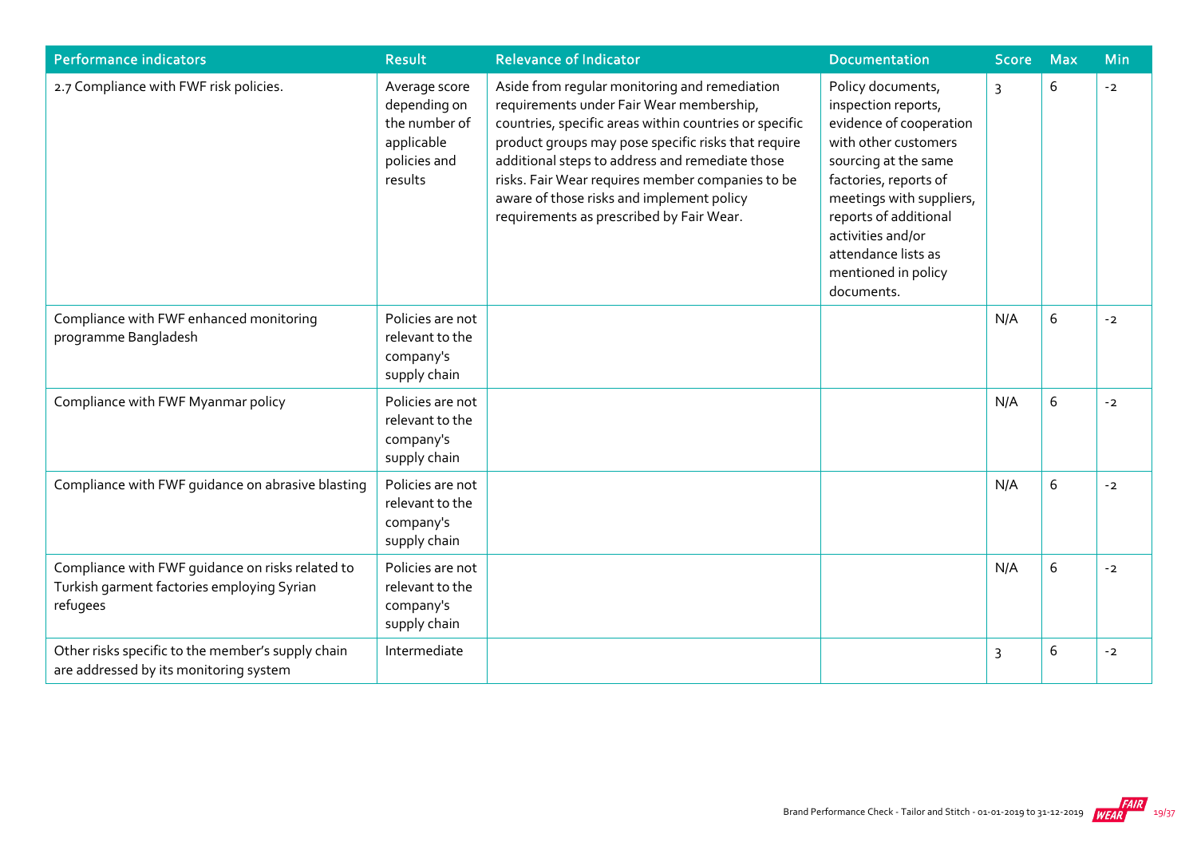| Performance indicators | Result | Relevance of Indicator | Documentation | Score | Max | Min |
|---|---|---|---|---|---|---|
| 2.7 Compliance with FWF risk policies. | Average score depending on the number of applicable policies and results | Aside from regular monitoring and remediation requirements under Fair Wear membership, countries, specific areas within countries or specific product groups may pose specific risks that require additional steps to address and remediate those risks. Fair Wear requires member companies to be aware of those risks and implement policy requirements as prescribed by Fair Wear. | Policy documents, inspection reports, evidence of cooperation with other customers sourcing at the same factories, reports of meetings with suppliers, reports of additional activities and/or attendance lists as mentioned in policy documents. | 3 | 6 | -2 |
| Compliance with FWF enhanced monitoring programme Bangladesh | Policies are not relevant to the company's supply chain | | | N/A | 6 | -2 |
| Compliance with FWF Myanmar policy | Policies are not relevant to the company's supply chain | | | N/A | 6 | -2 |
| Compliance with FWF guidance on abrasive blasting | Policies are not relevant to the company's supply chain | | | N/A | 6 | -2 |
| Compliance with FWF guidance on risks related to Turkish garment factories employing Syrian refugees | Policies are not relevant to the company's supply chain | | | N/A | 6 | -2 |
| Other risks specific to the member's supply chain are addressed by its monitoring system | Intermediate | | | 3 | 6 | -2 |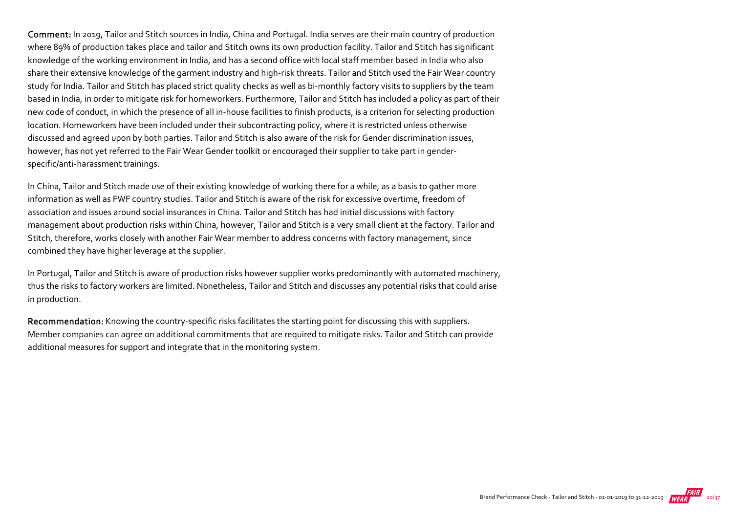**Comment:** In 2019, Tailor and Stitch sources in India, China and Portugal. India serves are their main country of production where 89% of production takes place and tailor and Stitch owns its own production facility. Tailor and Stitch has significant knowledge of the working environment in India, and has a second office with local staff member based in India who also share their extensive knowledge of the garment industry and high-risk threats. Tailor and Stitch used the Fair Wear country study for India. Tailor and Stitch has placed strict quality checks as well as bi-monthly factory visits to suppliers by the team based in India, in order to mitigate risk for homeworkers. Furthermore, Tailor and Stitch has included a policy as part of their new code of conduct, in which the presence of all in-house facilities to finish products, is a criterion for selecting production location. Homeworkers have been included under their subcontracting policy, where it is restricted unless otherwise discussed and agreed upon by both parties. Tailor and Stitch is also aware of the risk for Gender discrimination issues, however, has not yet referred to the Fair Wear Gender toolkit or encouraged their supplier to take part in gender-specific/anti-harassment trainings.

In China, Tailor and Stitch made use of their existing knowledge of working there for a while, as a basis to gather more information as well as FWF country studies. Tailor and Stitch is aware of the risk for excessive overtime, freedom of association and issues around social insurances in China. Tailor and Stitch has had initial discussions with factory management about production risks within China, however, Tailor and Stitch is a very small client at the factory. Tailor and Stitch, therefore, works closely with another Fair Wear member to address concerns with factory management, since combined they have higher leverage at the supplier.

In Portugal, Tailor and Stitch is aware of production risks however supplier works predominantly with automated machinery, thus the risks to factory workers are limited. Nonetheless, Tailor and Stitch and discusses any potential risks that could arise in production.

**Recommendation:** Knowing the country-specific risks facilitates the starting point for discussing this with suppliers. Member companies can agree on additional commitments that are required to mitigate risks. Tailor and Stitch can provide additional measures for support and integrate that in the monitoring system.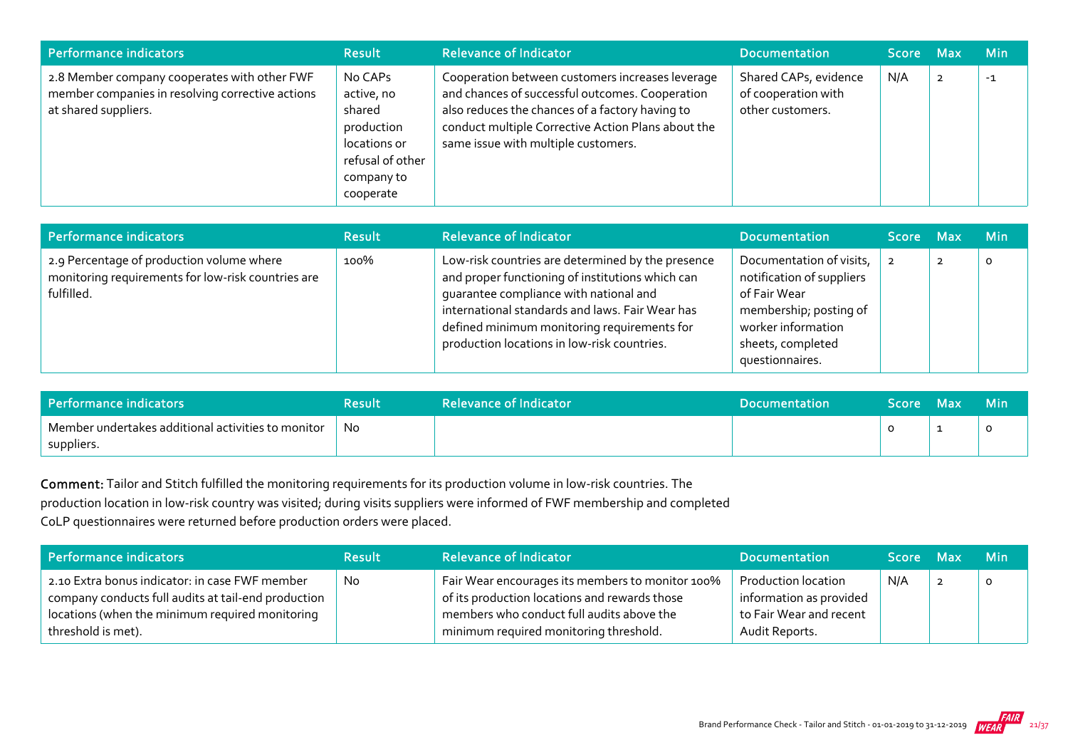| Performance indicators | Result | Relevance of Indicator | Documentation | Score | Max | Min |
| --- | --- | --- | --- | --- | --- | --- |
| 2.8 Member company cooperates with other FWF member companies in resolving corrective actions at shared suppliers. | No CAPs active, no shared production locations or refusal of other company to cooperate | Cooperation between customers increases leverage and chances of successful outcomes. Cooperation also reduces the chances of a factory having to conduct multiple Corrective Action Plans about the same issue with multiple customers. | Shared CAPs, evidence of cooperation with other customers. | N/A | 2 | -1 |

| Performance indicators | Result | Relevance of Indicator | Documentation | Score | Max | Min |
| --- | --- | --- | --- | --- | --- | --- |
| 2.9 Percentage of production volume where monitoring requirements for low-risk countries are fulfilled. | 100% | Low-risk countries are determined by the presence and proper functioning of institutions which can guarantee compliance with national and international standards and laws. Fair Wear has defined minimum monitoring requirements for production locations in low-risk countries. | Documentation of visits, notification of suppliers of Fair Wear membership; posting of worker information sheets, completed questionnaires. | 2 | 2 | 0 |

| Performance indicators | Result | Relevance of Indicator | Documentation | Score | Max | Min |
| --- | --- | --- | --- | --- | --- | --- |
| Member undertakes additional activities to monitor suppliers. | No | | | 0 | 1 | 0 |

**Comment:** Tailor and Stitch fulfilled the monitoring requirements for its production volume in low-risk countries. The production location in low-risk country was visited; during visits suppliers were informed of FWF membership and completed CoLP questionnaires were returned before production orders were placed.

| Performance indicators | Result | Relevance of Indicator | Documentation | Score | Max | Min |
| --- | --- | --- | --- | --- | --- | --- |
| 2.10 Extra bonus indicator: in case FWF member company conducts full audits at tail-end production locations (when the minimum required monitoring threshold is met). | No | Fair Wear encourages its members to monitor 100% of its production locations and rewards those members who conduct full audits above the minimum required monitoring threshold. | Production location information as provided to Fair Wear and recent Audit Reports. | N/A | 2 | 0 |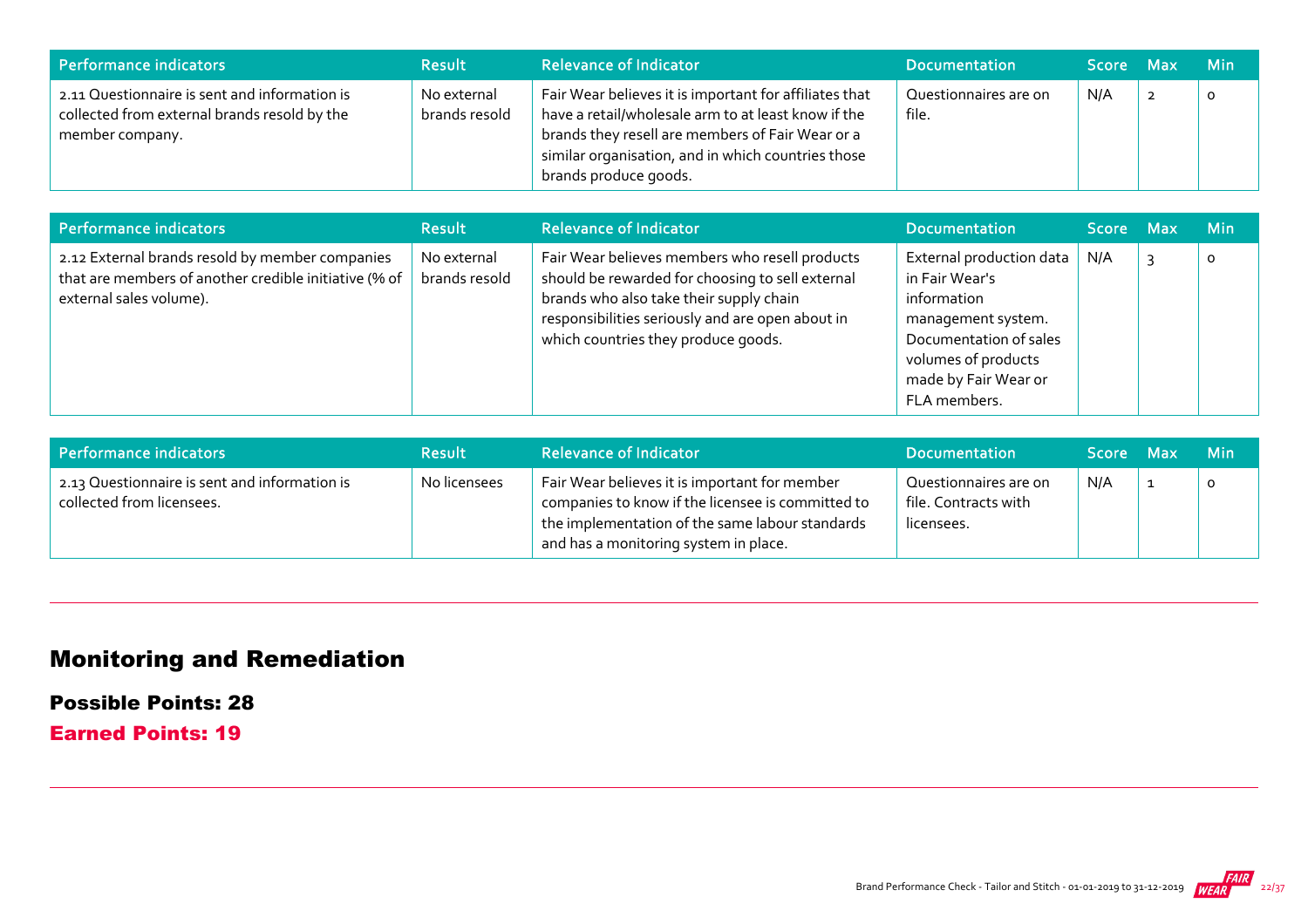| Performance indicators | Result | Relevance of Indicator | Documentation | Score | Max | Min |
|---|---|---|---|---|---|---|
| 2.11 Questionnaire is sent and information is collected from external brands resold by the member company. | No external brands resold | Fair Wear believes it is important for affiliates that have a retail/wholesale arm to at least know if the brands they resell are members of Fair Wear or a similar organisation, and in which countries those brands produce goods. | Questionnaires are on file. | N/A | 2 | 0 |

| Performance indicators | Result | Relevance of Indicator | Documentation | Score | Max | Min |
|---|---|---|---|---|---|---|
| 2.12 External brands resold by member companies that are members of another credible initiative (% of external sales volume). | No external brands resold | Fair Wear believes members who resell products should be rewarded for choosing to sell external brands who also take their supply chain responsibilities seriously and are open about in which countries they produce goods. | External production data in Fair Wear's information management system. Documentation of sales volumes of products made by Fair Wear or FLA members. | N/A | 3 | 0 |

| Performance indicators | Result | Relevance of Indicator | Documentation | Score | Max | Min |
|---|---|---|---|---|---|---|
| 2.13 Questionnaire is sent and information is collected from licensees. | No licensees | Fair Wear believes it is important for member companies to know if the licensee is committed to the implementation of the same labour standards and has a monitoring system in place. | Questionnaires are on file. Contracts with licensees. | N/A | 1 | 0 |

## Monitoring and Remediation

**Possible Points: 28**

**Earned Points: 19**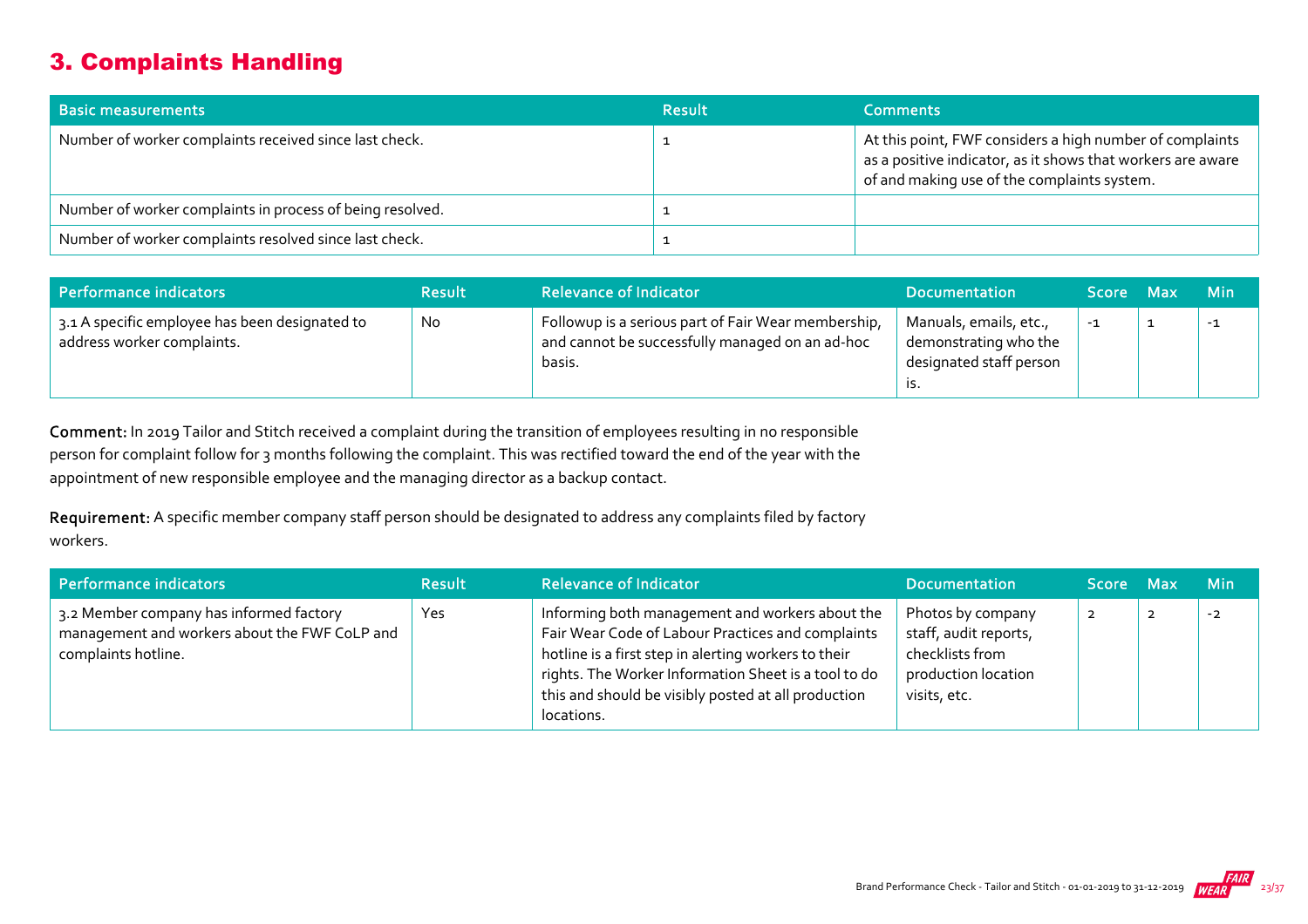## 3. Complaints Handling

| Basic measurements | Result | Comments |
|---|---|---|
| Number of worker complaints received since last check. | 1 | At this point, FWF considers a high number of complaints as a positive indicator, as it shows that workers are aware of and making use of the complaints system. |
| Number of worker complaints in process of being resolved. | 1 | |
| Number of worker complaints resolved since last check. | 1 | |

| Performance indicators | Result | Relevance of Indicator | Documentation | Score | Max | Min |
|---|---|---|---|---|---|---|
| 3.1 A specific employee has been designated to address worker complaints. | No | Followup is a serious part of Fair Wear membership, and cannot be successfully managed on an ad-hoc basis. | Manuals, emails, etc., demonstrating who the designated staff person is. | -1 | 1 | -1 |

**Comment:** In 2019 Tailor and Stitch received a complaint during the transition of employees resulting in no responsible person for complaint follow for 3 months following the complaint. This was rectified toward the end of the year with the appointment of new responsible employee and the managing director as a backup contact.

**Requirement:** A specific member company staff person should be designated to address any complaints filed by factory workers.

| Performance indicators | Result | Relevance of Indicator | Documentation | Score | Max | Min |
|---|---|---|---|---|---|---|
| 3.2 Member company has informed factory management and workers about the FWF CoLP and complaints hotline. | Yes | Informing both management and workers about the Fair Wear Code of Labour Practices and complaints hotline is a first step in alerting workers to their rights. The Worker Information Sheet is a tool to do this and should be visibly posted at all production locations. | Photos by company staff, audit reports, checklists from production location visits, etc. | 2 | 2 | -2 |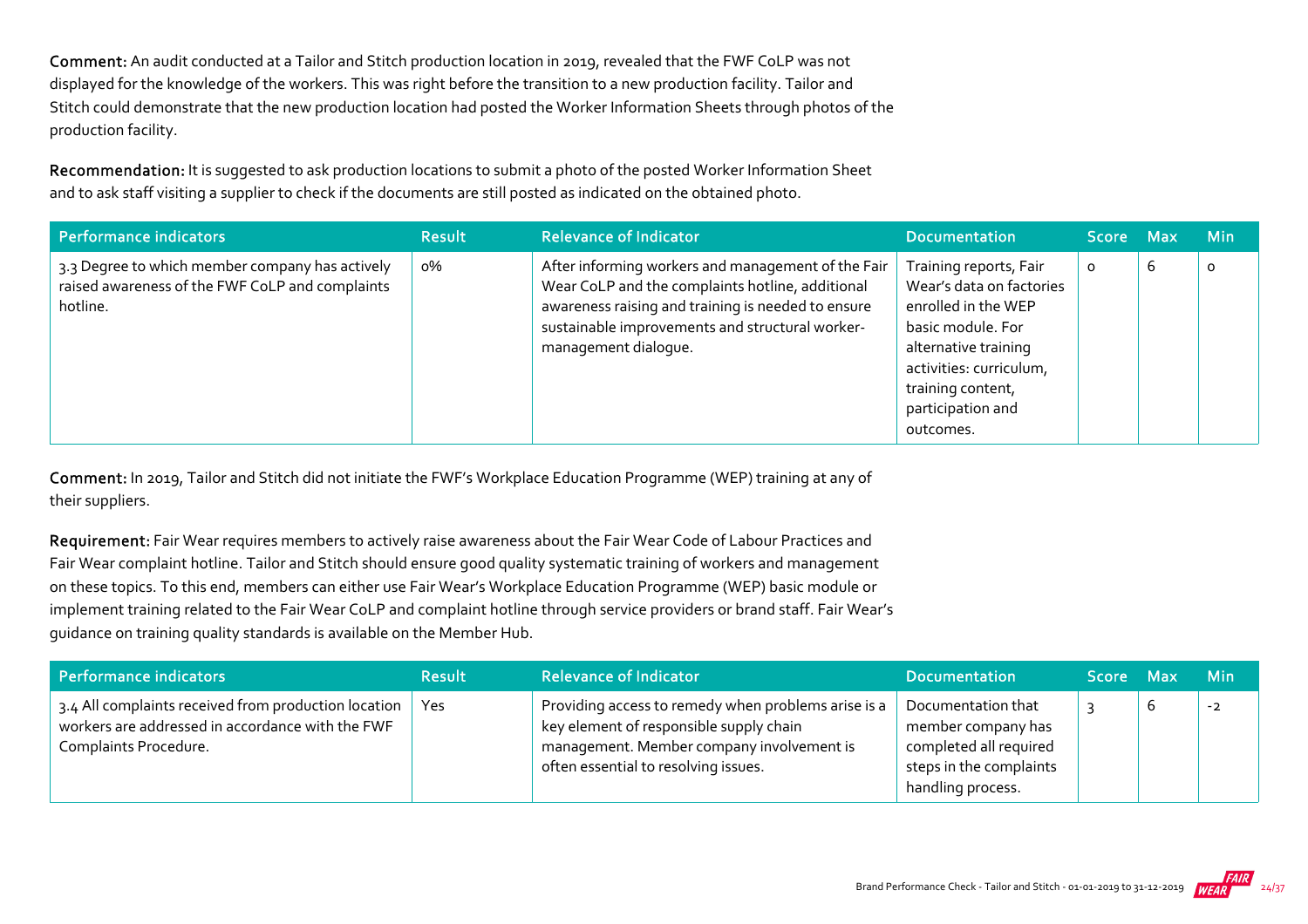**Comment:** An audit conducted at a Tailor and Stitch production location in 2019, revealed that the FWF CoLP was not displayed for the knowledge of the workers. This was right before the transition to a new production facility. Tailor and Stitch could demonstrate that the new production location had posted the Worker Information Sheets through photos of the production facility.

**Recommendation:** It is suggested to ask production locations to submit a photo of the posted Worker Information Sheet and to ask staff visiting a supplier to check if the documents are still posted as indicated on the obtained photo.

| Performance indicators | Result | Relevance of Indicator | Documentation | Score | Max | Min |
|---|---|---|---|---|---|---|
| 3.3 Degree to which member company has actively raised awareness of the FWF CoLP and complaints hotline. | 0% | After informing workers and management of the Fair Wear CoLP and the complaints hotline, additional awareness raising and training is needed to ensure sustainable improvements and structural worker-management dialogue. | Training reports, Fair Wear's data on factories enrolled in the WEP basic module. For alternative training activities: curriculum, training content, participation and outcomes. | 0 | 6 | 0 |

**Comment:** In 2019, Tailor and Stitch did not initiate the FWF's Workplace Education Programme (WEP) training at any of their suppliers.

**Requirement:** Fair Wear requires members to actively raise awareness about the Fair Wear Code of Labour Practices and Fair Wear complaint hotline. Tailor and Stitch should ensure good quality systematic training of workers and management on these topics. To this end, members can either use Fair Wear's Workplace Education Programme (WEP) basic module or implement training related to the Fair Wear CoLP and complaint hotline through service providers or brand staff. Fair Wear's guidance on training quality standards is available on the Member Hub.

| Performance indicators | Result | Relevance of Indicator | Documentation | Score | Max | Min |
|---|---|---|---|---|---|---|
| 3.4 All complaints received from production location workers are addressed in accordance with the FWF Complaints Procedure. | Yes | Providing access to remedy when problems arise is a key element of responsible supply chain management. Member company involvement is often essential to resolving issues. | Documentation that member company has completed all required steps in the complaints handling process. | 3 | 6 | -2 |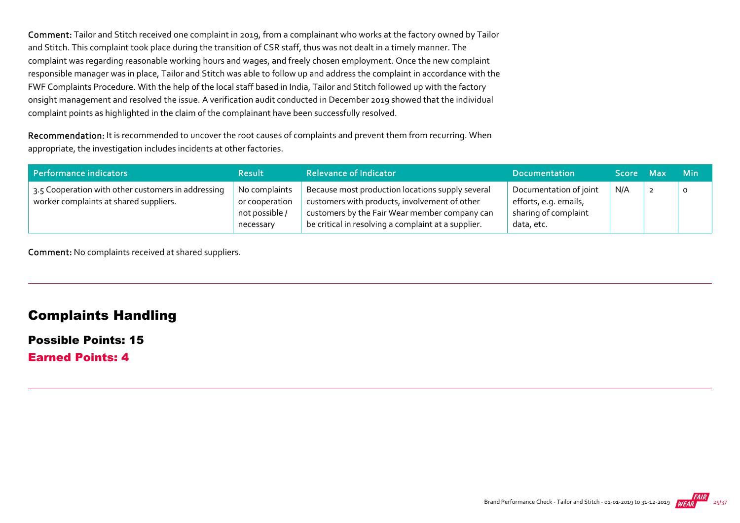**Comment:** Tailor and Stitch received one complaint in 2019, from a complainant who works at the factory owned by Tailor and Stitch. This complaint took place during the transition of CSR staff, thus was not dealt in a timely manner. The complaint was regarding reasonable working hours and wages, and freely chosen employment. Once the new complaint responsible manager was in place, Tailor and Stitch was able to follow up and address the complaint in accordance with the FWF Complaints Procedure. With the help of the local staff based in India, Tailor and Stitch followed up with the factory onsight management and resolved the issue. A verification audit conducted in December 2019 showed that the individual complaint points as highlighted in the claim of the complainant have been successfully resolved.

**Recommendation:** It is recommended to uncover the root causes of complaints and prevent them from recurring. When appropriate, the investigation includes incidents at other factories.

| Performance indicators | Result | Relevance of Indicator | Documentation | Score | Max | Min |
|---|---|---|---|---|---|---|
| 3.5 Cooperation with other customers in addressing worker complaints at shared suppliers. | No complaints or cooperation not possible / necessary | Because most production locations supply several customers with products, involvement of other customers by the Fair Wear member company can be critical in resolving a complaint at a supplier. | Documentation of joint efforts, e.g. emails, sharing of complaint data, etc. | N/A | 2 | 0 |

**Comment:** No complaints received at shared suppliers.

## Complaints Handling

**Possible Points: 15**

**Earned Points: 4**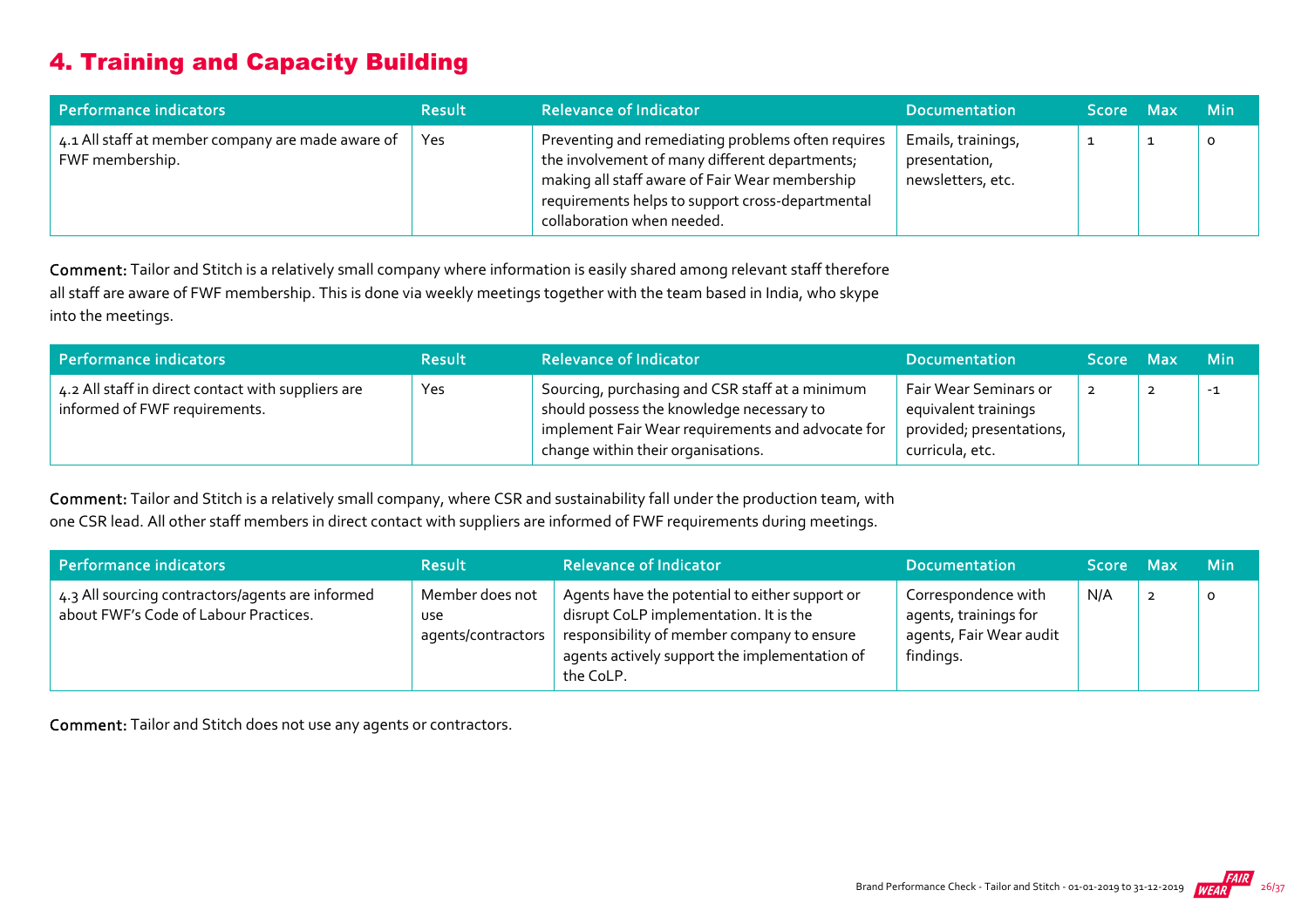# 4. Training and Capacity Building

| Performance indicators | Result | Relevance of Indicator | Documentation | Score | Max | Min |
|---|---|---|---|---|---|---|
| 4.1 All staff at member company are made aware of FWF membership. | Yes | Preventing and remediating problems often requires the involvement of many different departments; making all staff aware of Fair Wear membership requirements helps to support cross-departmental collaboration when needed. | Emails, trainings, presentation, newsletters, etc. | 1 | 1 | 0 |

**Comment:** Tailor and Stitch is a relatively small company where information is easily shared among relevant staff therefore all staff are aware of FWF membership. This is done via weekly meetings together with the team based in India, who skype into the meetings.

| Performance indicators | Result | Relevance of Indicator | Documentation | Score | Max | Min |
|---|---|---|---|---|---|---|
| 4.2 All staff in direct contact with suppliers are informed of FWF requirements. | Yes | Sourcing, purchasing and CSR staff at a minimum should possess the knowledge necessary to implement Fair Wear requirements and advocate for change within their organisations. | Fair Wear Seminars or equivalent trainings provided; presentations, curricula, etc. | 2 | 2 | -1 |

**Comment:** Tailor and Stitch is a relatively small company, where CSR and sustainability fall under the production team, with one CSR lead. All other staff members in direct contact with suppliers are informed of FWF requirements during meetings.

| Performance indicators | Result | Relevance of Indicator | Documentation | Score | Max | Min |
|---|---|---|---|---|---|---|
| 4.3 All sourcing contractors/agents are informed about FWF's Code of Labour Practices. | Member does not use agents/contractors | Agents have the potential to either support or disrupt CoLP implementation. It is the responsibility of member company to ensure agents actively support the implementation of the CoLP. | Correspondence with agents, trainings for agents, Fair Wear audit findings. | N/A | 2 | 0 |

**Comment:** Tailor and Stitch does not use any agents or contractors.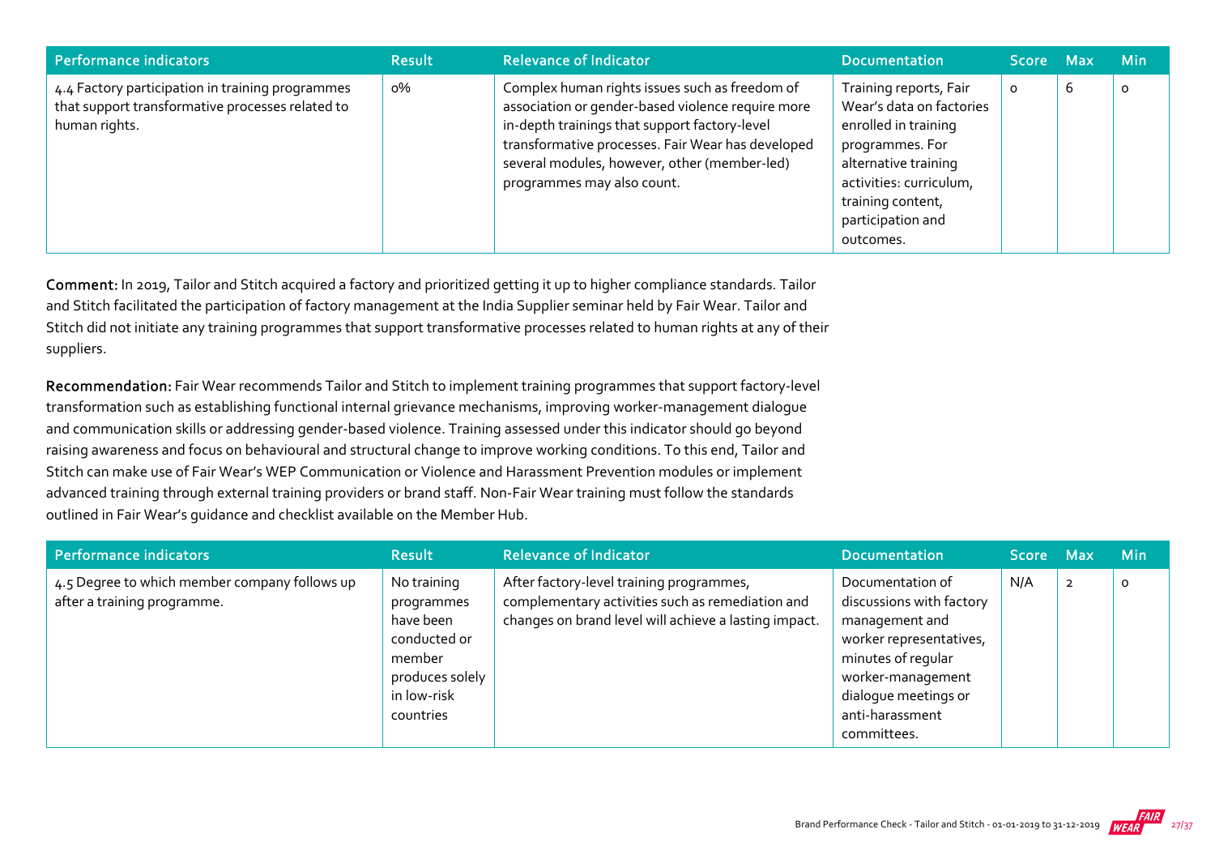| Performance indicators | Result | Relevance of Indicator | Documentation | Score | Max | Min |
|---|---|---|---|---|---|---|
| 4.4 Factory participation in training programmes that support transformative processes related to human rights. | 0% | Complex human rights issues such as freedom of association or gender-based violence require more in-depth trainings that support factory-level transformative processes. Fair Wear has developed several modules, however, other (member-led) programmes may also count. | Training reports, Fair Wear's data on factories enrolled in training programmes. For alternative training activities: curriculum, training content, participation and outcomes. | 0 | 6 | 0 |

**Comment:** In 2019, Tailor and Stitch acquired a factory and prioritized getting it up to higher compliance standards. Tailor and Stitch facilitated the participation of factory management at the India Supplier seminar held by Fair Wear. Tailor and Stitch did not initiate any training programmes that support transformative processes related to human rights at any of their suppliers.

**Recommendation:** Fair Wear recommends Tailor and Stitch to implement training programmes that support factory-level transformation such as establishing functional internal grievance mechanisms, improving worker-management dialogue and communication skills or addressing gender-based violence. Training assessed under this indicator should go beyond raising awareness and focus on behavioural and structural change to improve working conditions. To this end, Tailor and Stitch can make use of Fair Wear's WEP Communication or Violence and Harassment Prevention modules or implement advanced training through external training providers or brand staff. Non-Fair Wear training must follow the standards outlined in Fair Wear's guidance and checklist available on the Member Hub.

| Performance indicators | Result | Relevance of Indicator | Documentation | Score | Max | Min |
|---|---|---|---|---|---|---|
| 4.5 Degree to which member company follows up after a training programme. | No training programmes have been conducted or member produces solely in low-risk countries | After factory-level training programmes, complementary activities such as remediation and changes on brand level will achieve a lasting impact. | Documentation of discussions with factory management and worker representatives, minutes of regular worker-management dialogue meetings or anti-harassment committees. | N/A | 2 | 0 |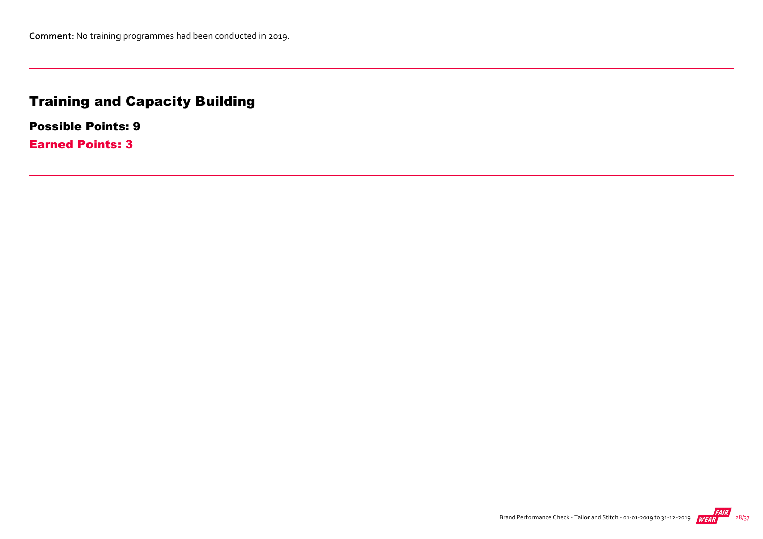**Comment:** No training programmes had been conducted in 2019.

---

## Training and Capacity Building

### Possible Points: 9

### Earned Points: 3

---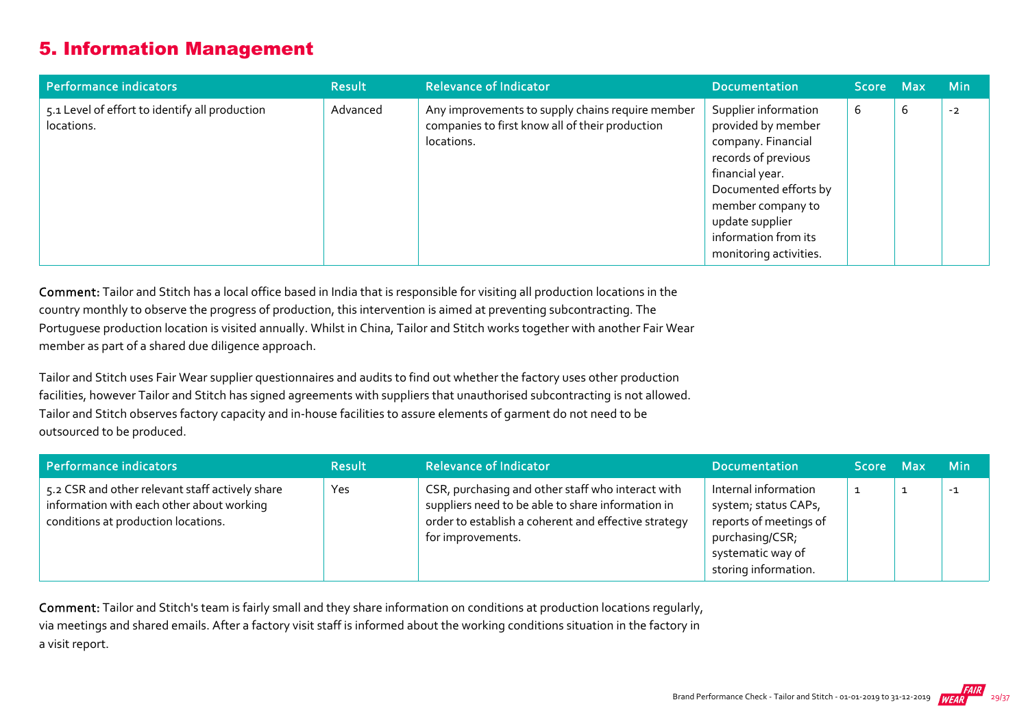## 5. Information Management

| Performance indicators | Result | Relevance of Indicator | Documentation | Score | Max | Min |
|---|---|---|---|---|---|---|
| 5.1 Level of effort to identify all production locations. | Advanced | Any improvements to supply chains require member companies to first know all of their production locations. | Supplier information provided by member company. Financial records of previous financial year. Documented efforts by member company to update supplier information from its monitoring activities. | 6 | 6 | -2 |

**Comment:** Tailor and Stitch has a local office based in India that is responsible for visiting all production locations in the country monthly to observe the progress of production, this intervention is aimed at preventing subcontracting. The Portuguese production location is visited annually. Whilst in China, Tailor and Stitch works together with another Fair Wear member as part of a shared due diligence approach.

Tailor and Stitch uses Fair Wear supplier questionnaires and audits to find out whether the factory uses other production facilities, however Tailor and Stitch has signed agreements with suppliers that unauthorised subcontracting is not allowed. Tailor and Stitch observes factory capacity and in-house facilities to assure elements of garment do not need to be outsourced to be produced.

| Performance indicators | Result | Relevance of Indicator | Documentation | Score | Max | Min |
|---|---|---|---|---|---|---|
| 5.2 CSR and other relevant staff actively share information with each other about working conditions at production locations. | Yes | CSR, purchasing and other staff who interact with suppliers need to be able to share information in order to establish a coherent and effective strategy for improvements. | Internal information system; status CAPs, reports of meetings of purchasing/CSR; systematic way of storing information. | 1 | 1 | -1 |

**Comment:** Tailor and Stitch's team is fairly small and they share information on conditions at production locations regularly, via meetings and shared emails. After a factory visit staff is informed about the working conditions situation in the factory in a visit report.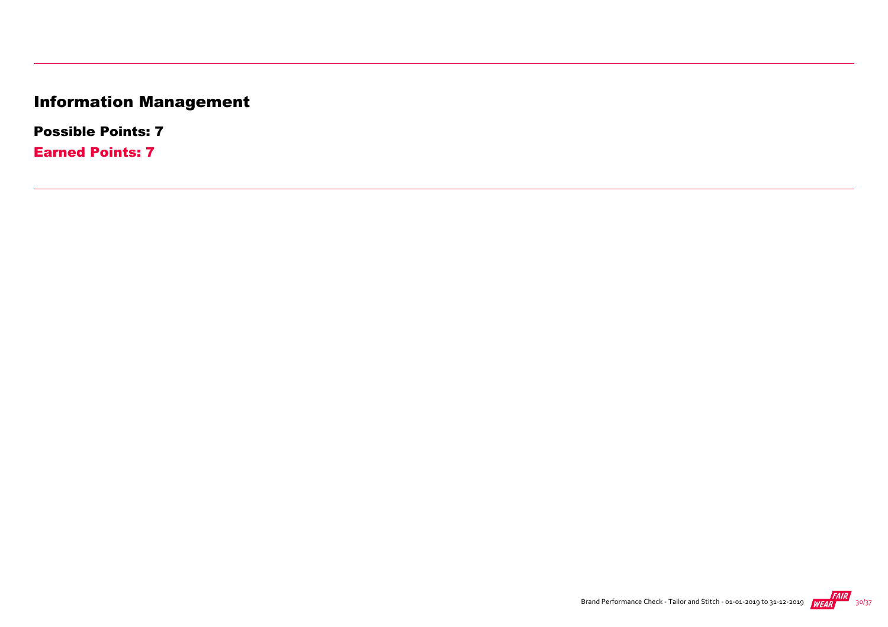# Information Management

**Possible Points: 7**

**Earned Points: 7**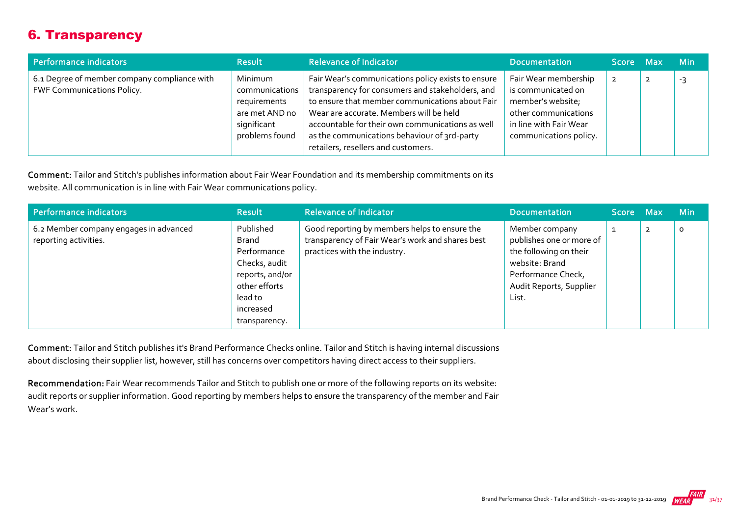## 6. Transparency

| Performance indicators | Result | Relevance of Indicator | Documentation | Score | Max | Min |
|---|---|---|---|---|---|---|
| 6.1 Degree of member company compliance with FWF Communications Policy. | Minimum communications requirements are met AND no significant problems found | Fair Wear's communications policy exists to ensure transparency for consumers and stakeholders, and to ensure that member communications about Fair Wear are accurate. Members will be held accountable for their own communications as well as the communications behaviour of 3rd-party retailers, resellers and customers. | Fair Wear membership is communicated on member's website; other communications in line with Fair Wear communications policy. | 2 | 2 | -3 |

**Comment:** Tailor and Stitch's publishes information about Fair Wear Foundation and its membership commitments on its website. All communication is in line with Fair Wear communications policy.

| Performance indicators | Result | Relevance of Indicator | Documentation | Score | Max | Min |
|---|---|---|---|---|---|---|
| 6.2 Member company engages in advanced reporting activities. | Published Brand Performance Checks, audit reports, and/or other efforts lead to increased transparency. | Good reporting by members helps to ensure the transparency of Fair Wear's work and shares best practices with the industry. | Member company publishes one or more of the following on their website: Brand Performance Check, Audit Reports, Supplier List. | 1 | 2 | 0 |

**Comment:** Tailor and Stitch publishes it's Brand Performance Checks online. Tailor and Stitch is having internal discussions about disclosing their supplier list, however, still has concerns over competitors having direct access to their suppliers.

**Recommendation:** Fair Wear recommends Tailor and Stitch to publish one or more of the following reports on its website: audit reports or supplier information. Good reporting by members helps to ensure the transparency of the member and Fair Wear's work.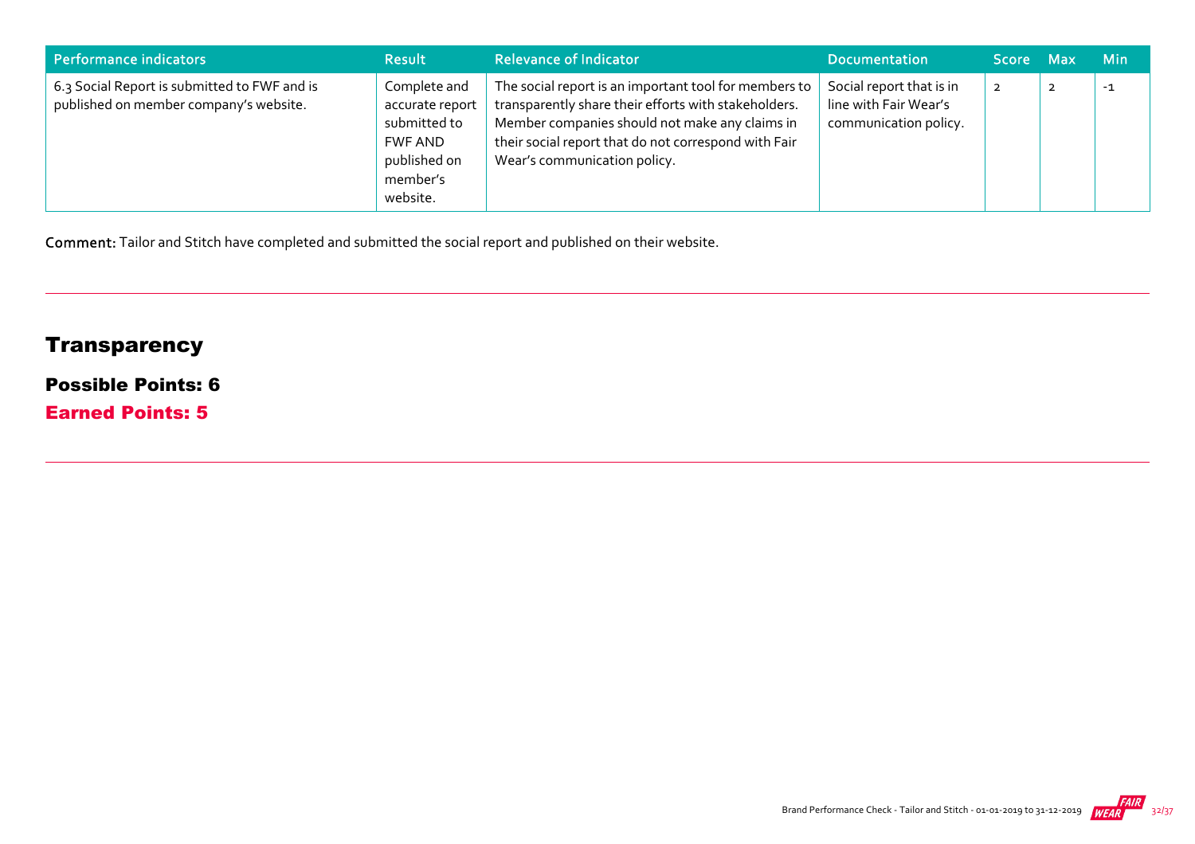| Performance indicators | Result | Relevance of Indicator | Documentation | Score | Max | Min |
|---|---|---|---|---|---|---|
| 6.3 Social Report is submitted to FWF and is published on member company's website. | Complete and accurate report submitted to FWF AND published on member's website. | The social report is an important tool for members to transparently share their efforts with stakeholders. Member companies should not make any claims in their social report that do not correspond with Fair Wear's communication policy. | Social report that is in line with Fair Wear's communication policy. | 2 | 2 | -1 |

**Comment:** Tailor and Stitch have completed and submitted the social report and published on their website.

## Transparency

### Possible Points: 6

### Earned Points: 5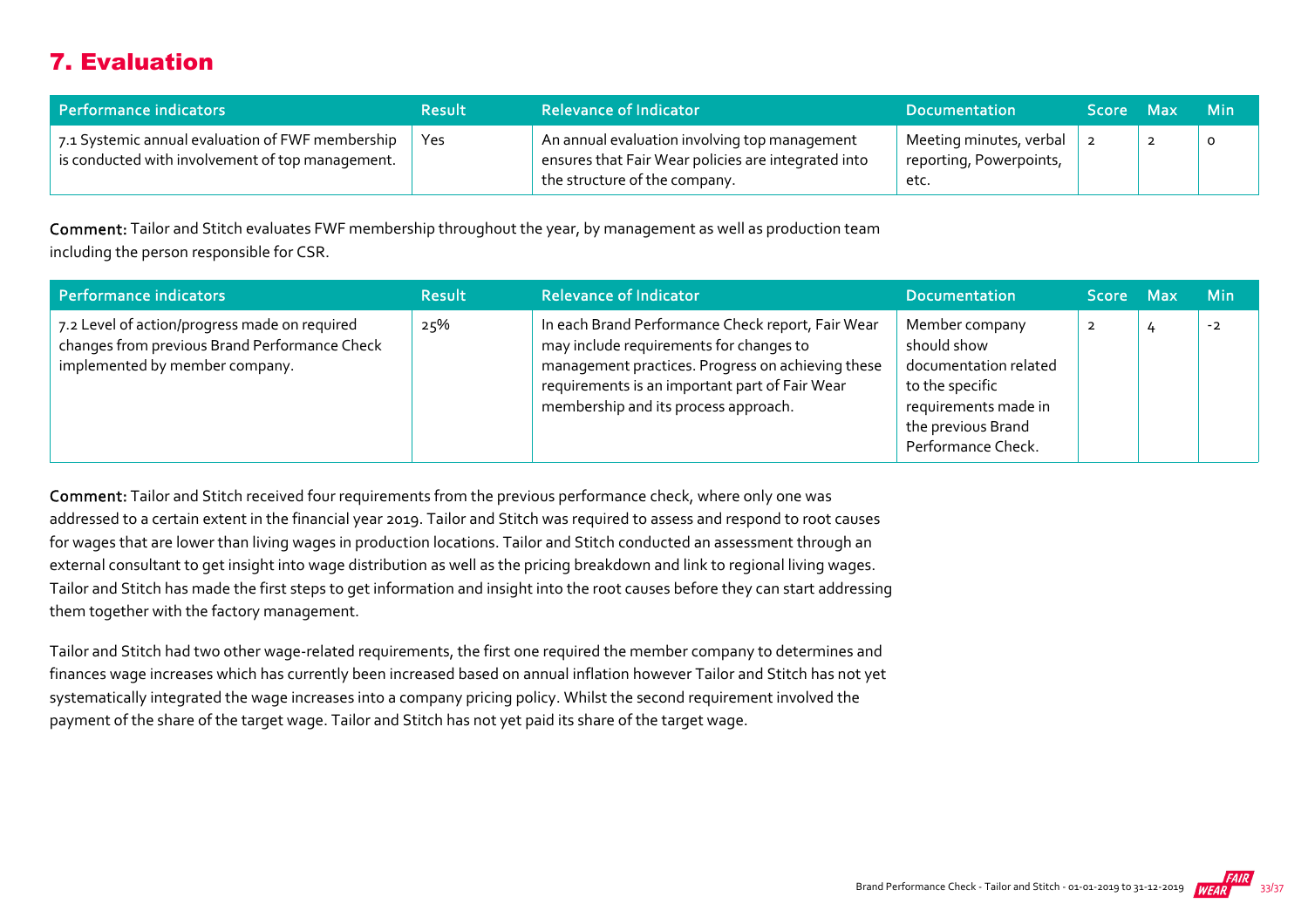## 7. Evaluation

| Performance indicators | Result | Relevance of Indicator | Documentation | Score | Max | Min |
|---|---|---|---|---|---|---|
| 7.1 Systemic annual evaluation of FWF membership is conducted with involvement of top management. | Yes | An annual evaluation involving top management ensures that Fair Wear policies are integrated into the structure of the company. | Meeting minutes, verbal reporting, Powerpoints, etc. | 2 | 2 | 0 |

**Comment:** Tailor and Stitch evaluates FWF membership throughout the year, by management as well as production team including the person responsible for CSR.

| Performance indicators | Result | Relevance of Indicator | Documentation | Score | Max | Min |
|---|---|---|---|---|---|---|
| 7.2 Level of action/progress made on required changes from previous Brand Performance Check implemented by member company. | 25% | In each Brand Performance Check report, Fair Wear may include requirements for changes to management practices. Progress on achieving these requirements is an important part of Fair Wear membership and its process approach. | Member company should show documentation related to the specific requirements made in the previous Brand Performance Check. | 2 | 4 | -2 |

**Comment:** Tailor and Stitch received four requirements from the previous performance check, where only one was addressed to a certain extent in the financial year 2019. Tailor and Stitch was required to assess and respond to root causes for wages that are lower than living wages in production locations. Tailor and Stitch conducted an assessment through an external consultant to get insight into wage distribution as well as the pricing breakdown and link to regional living wages. Tailor and Stitch has made the first steps to get information and insight into the root causes before they can start addressing them together with the factory management.

Tailor and Stitch had two other wage-related requirements, the first one required the member company to determines and finances wage increases which has currently been increased based on annual inflation however Tailor and Stitch has not yet systematically integrated the wage increases into a company pricing policy. Whilst the second requirement involved the payment of the share of the target wage. Tailor and Stitch has not yet paid its share of the target wage.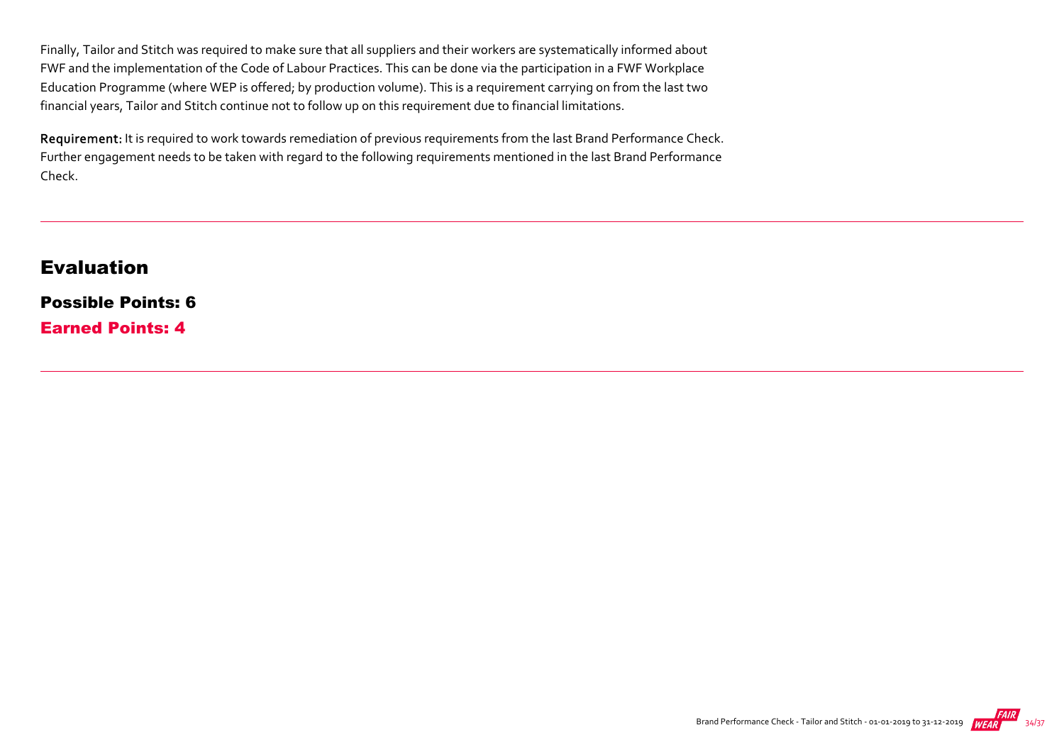Finally, Tailor and Stitch was required to make sure that all suppliers and their workers are systematically informed about FWF and the implementation of the Code of Labour Practices. This can be done via the participation in a FWF Workplace Education Programme (where WEP is offered; by production volume). This is a requirement carrying on from the last two financial years, Tailor and Stitch continue not to follow up on this requirement due to financial limitations.

**Requirement:** It is required to work towards remediation of previous requirements from the last Brand Performance Check. Further engagement needs to be taken with regard to the following requirements mentioned in the last Brand Performance Check.

---

## Evaluation

### Possible Points: 6

### Earned Points: 4

---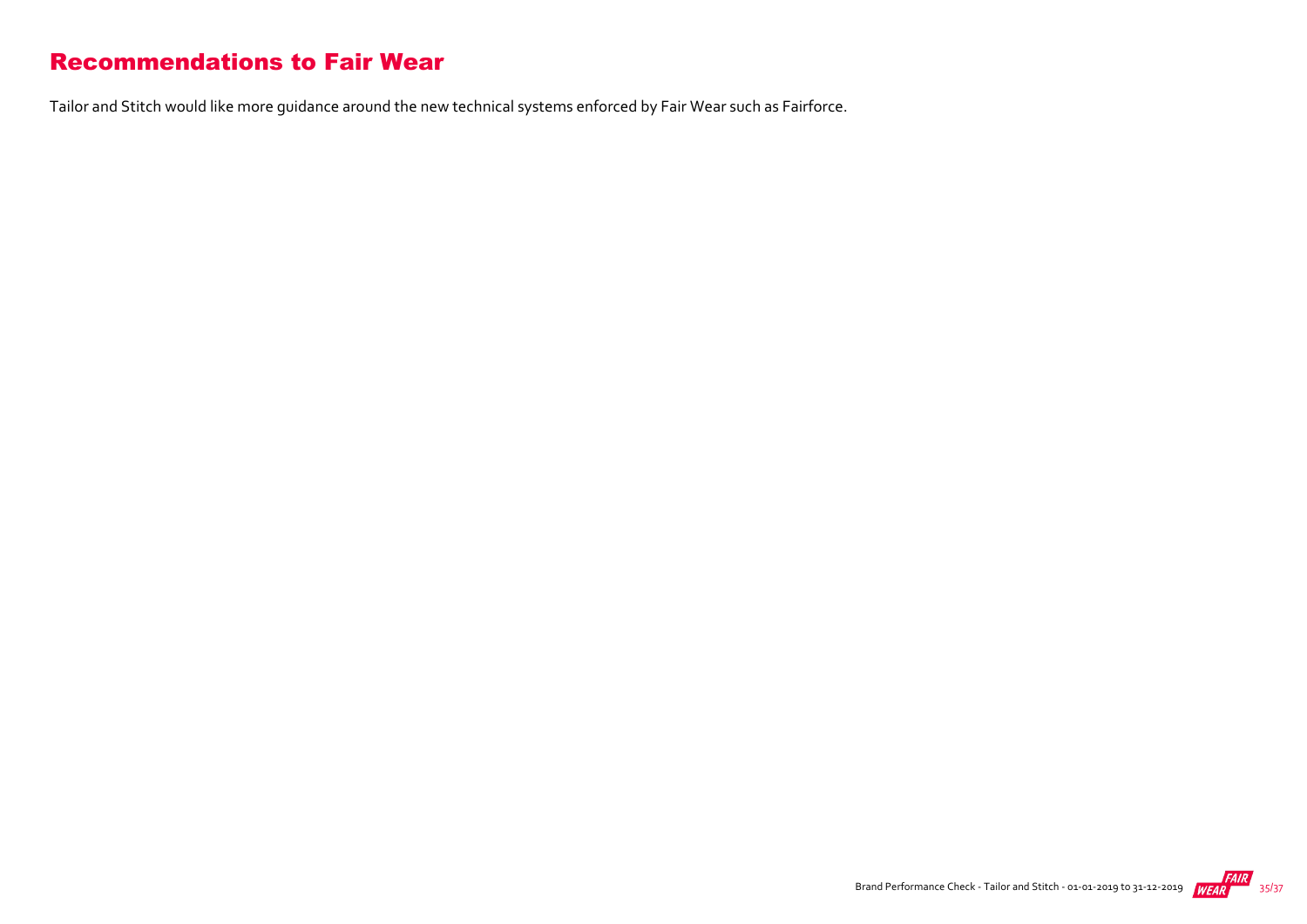## Recommendations to Fair Wear

Tailor and Stitch would like more guidance around the new technical systems enforced by Fair Wear such as Fairforce.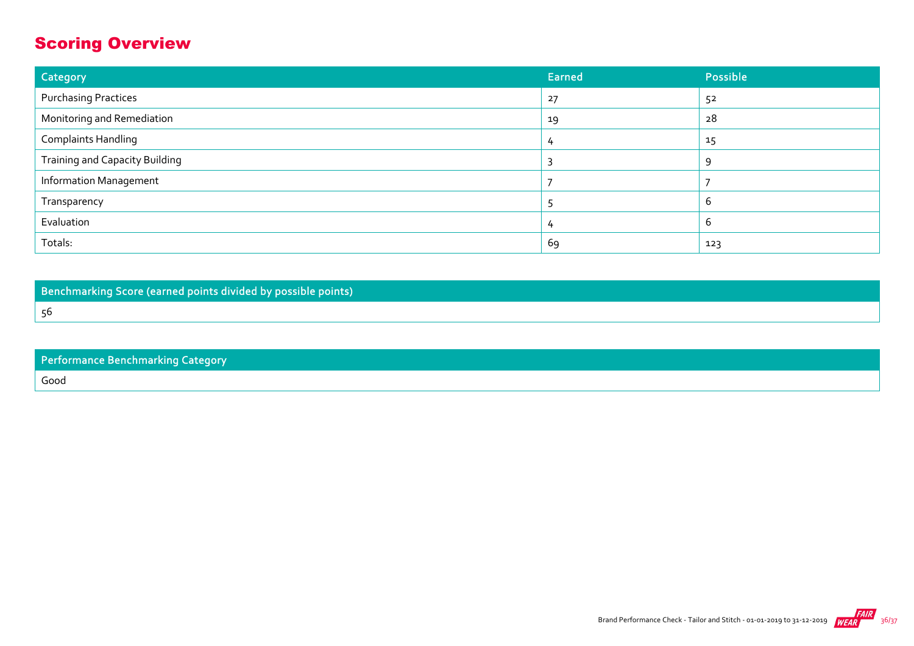## Scoring Overview

| Category | Earned | Possible |
|---|---|---|
| Purchasing Practices | 27 | 52 |
| Monitoring and Remediation | 19 | 28 |
| Complaints Handling | 4 | 15 |
| Training and Capacity Building | 3 | 9 |
| Information Management | 7 | 7 |
| Transparency | 5 | 6 |
| Evaluation | 4 | 6 |
| Totals: | 69 | 123 |

| Benchmarking Score (earned points divided by possible points) |
|---|
| 56 |

| Performance Benchmarking Category |
|---|
| Good |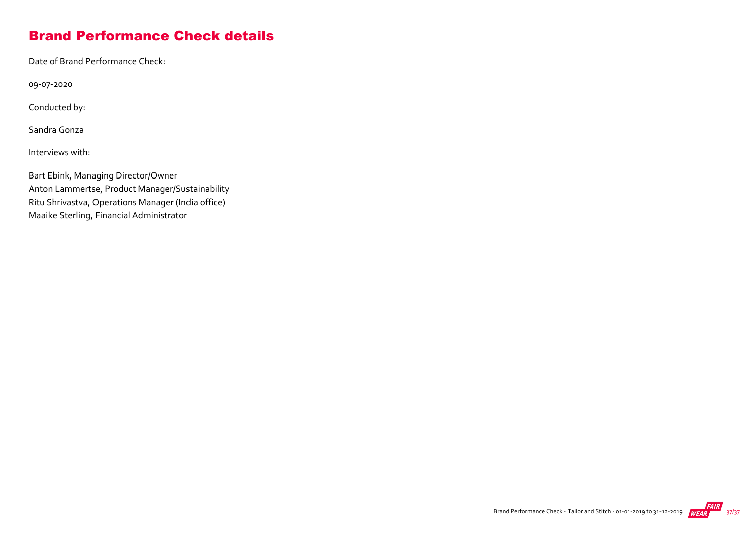## Brand Performance Check details

Date of Brand Performance Check:

09-07-2020

Conducted by:

Sandra Gonza

Interviews with:

Bart Ebink, Managing Director/Owner
Anton Lammertse, Product Manager/Sustainability
Ritu Shrivastva, Operations Manager (India office)
Maaike Sterling, Financial Administrator